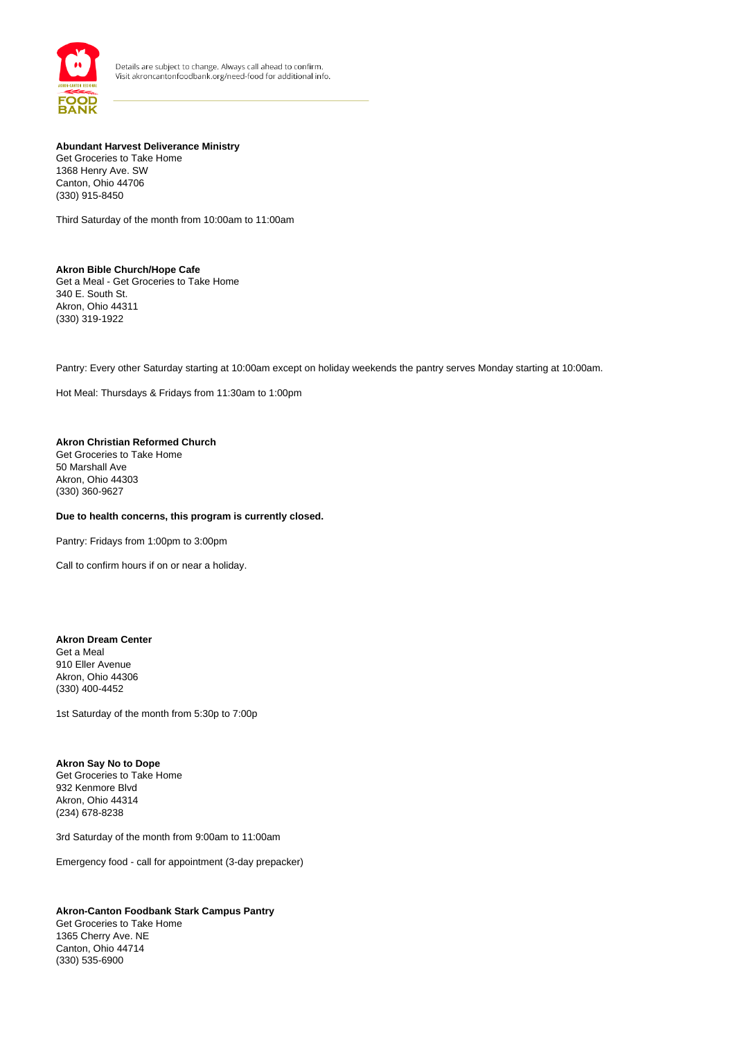Details are subject to change. Always call ahead to confirm.
Visit akroncantonfoodbank.org/need-food for additional info.

**Abundant Harvest Deliverance Ministry**
Get Groceries to Take Home
1368 Henry Ave. SW
Canton, Ohio 44706
(330) 915-8450

Third Saturday of the month from 10:00am to 11:00am

**Akron Bible Church/Hope Cafe**
Get a Meal - Get Groceries to Take Home
340 E. South St.
Akron, Ohio 44311
(330) 319-1922

Pantry: Every other Saturday starting at 10:00am except on holiday weekends the pantry serves Monday starting at 10:00am.

Hot Meal: Thursdays & Fridays from 11:30am to 1:00pm

**Akron Christian Reformed Church**
Get Groceries to Take Home
50 Marshall Ave
Akron, Ohio 44303
(330) 360-9627

**Due to health concerns, this program is currently closed.**

Pantry: Fridays from 1:00pm to 3:00pm

Call to confirm hours if on or near a holiday.

**Akron Dream Center**
Get a Meal
910 Eller Avenue
Akron, Ohio 44306
(330) 400-4452

1st Saturday of the month from 5:30p to 7:00p

**Akron Say No to Dope**
Get Groceries to Take Home
932 Kenmore Blvd
Akron, Ohio 44314
(234) 678-8238

3rd Saturday of the month from 9:00am to 11:00am

Emergency food - call for appointment (3-day prepacker)

**Akron-Canton Foodbank Stark Campus Pantry**
Get Groceries to Take Home
1365 Cherry Ave. NE
Canton, Ohio 44714
(330) 535-6900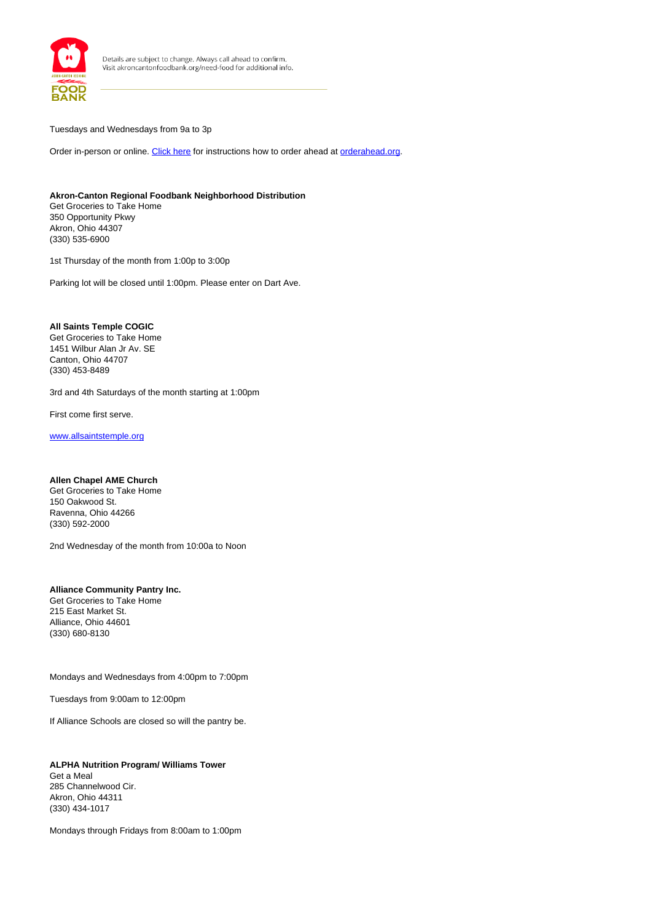Tuesdays and Wednesdays from 9a to 3p

Order in-person or online. [Click here](#) for instructions how to order ahead at [orderahead.org](#).

**Akron-Canton Regional Foodbank Neighborhood Distribution**
Get Groceries to Take Home
350 Opportunity Pkwy
Akron, Ohio 44307
(330) 535-6900

1st Thursday of the month from 1:00p to 3:00p

Parking lot will be closed until 1:00pm. Please enter on Dart Ave.

**All Saints Temple COGIC**
Get Groceries to Take Home
1451 Wilbur Alan Jr Av. SE
Canton, Ohio 44707
(330) 453-8489

3rd and 4th Saturdays of the month starting at 1:00pm

First come first serve.

[www.allsaintstemple.org](www.allsaintstemple.org)

**Allen Chapel AME Church**
Get Groceries to Take Home
150 Oakwood St.
Ravenna, Ohio 44266
(330) 592-2000

2nd Wednesday of the month from 10:00a to Noon

**Alliance Community Pantry Inc.**
Get Groceries to Take Home
215 East Market St.
Alliance, Ohio 44601
(330) 680-8130

Mondays and Wednesdays from 4:00pm to 7:00pm

Tuesdays from 9:00am to 12:00pm

If Alliance Schools are closed so will the pantry be.

**ALPHA Nutrition Program/ Williams Tower**
Get a Meal
285 Channelwood Cir.
Akron, Ohio 44311
(330) 434-1017

Mondays through Fridays from 8:00am to 1:00pm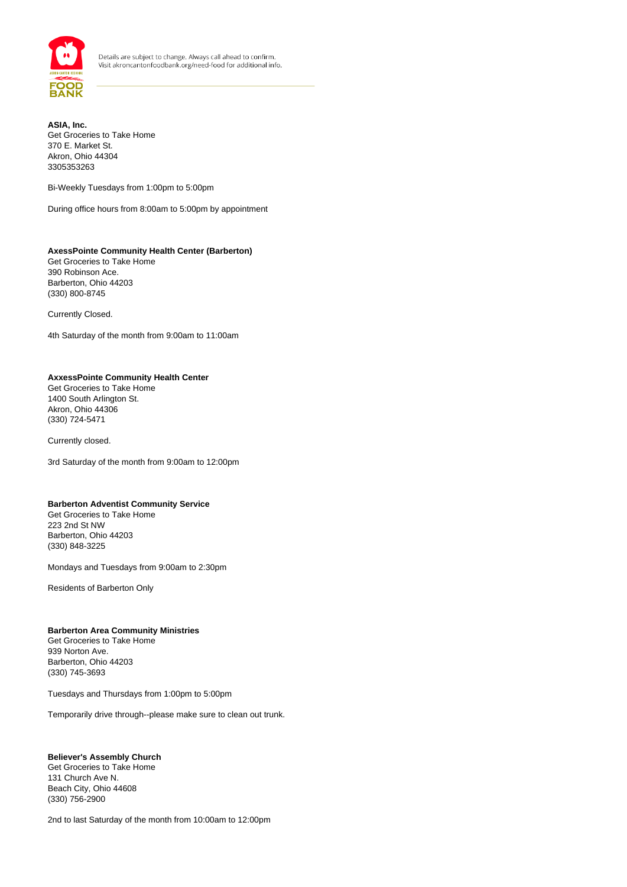**ASIA, Inc.**
Get Groceries to Take Home
370 E. Market St.
Akron, Ohio 44304
3305353263

Bi-Weekly Tuesdays from 1:00pm to 5:00pm

During office hours from 8:00am to 5:00pm by appointment

**AxessPointe Community Health Center (Barberton)**
Get Groceries to Take Home
390 Robinson Ace.
Barberton, Ohio 44203
(330) 800-8745

Currently Closed.

4th Saturday of the month from 9:00am to 11:00am

**AxxessPointe Community Health Center**
Get Groceries to Take Home
1400 South Arlington St.
Akron, Ohio 44306
(330) 724-5471

Currently closed.

3rd Saturday of the month from 9:00am to 12:00pm

**Barberton Adventist Community Service**
Get Groceries to Take Home
223 2nd St NW
Barberton, Ohio 44203
(330) 848-3225

Mondays and Tuesdays from 9:00am to 2:30pm

Residents of Barberton Only

**Barberton Area Community Ministries**
Get Groceries to Take Home
939 Norton Ave.
Barberton, Ohio 44203
(330) 745-3693

Tuesdays and Thursdays from 1:00pm to 5:00pm

Temporarily drive through--please make sure to clean out trunk.

**Believer's Assembly Church**
Get Groceries to Take Home
131 Church Ave N.
Beach City, Ohio 44608
(330) 756-2900

2nd to last Saturday of the month from 10:00am to 12:00pm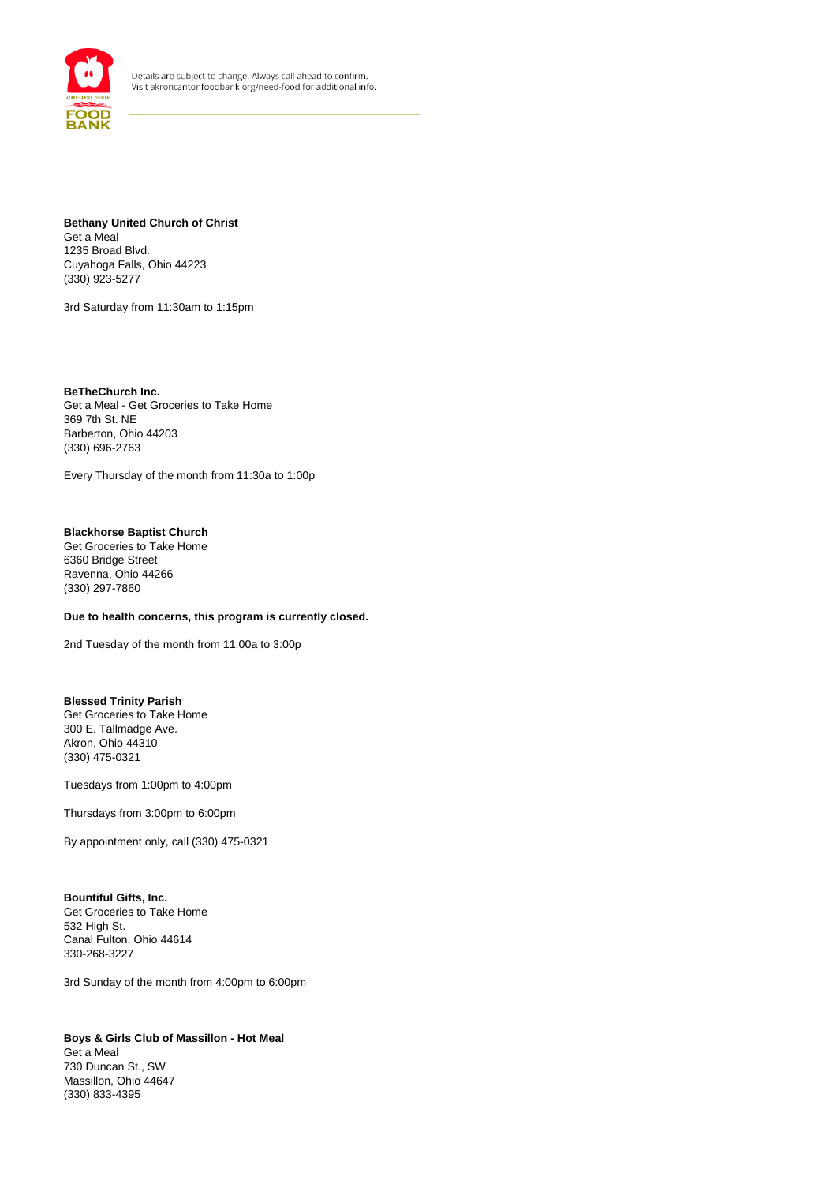**Bethany United Church of Christ**
Get a Meal
1235 Broad Blvd.
Cuyahoga Falls, Ohio 44223
(330) 923-5277

3rd Saturday from 11:30am to 1:15pm

**BeTheChurch Inc.**
Get a Meal - Get Groceries to Take Home
369 7th St. NE
Barberton, Ohio 44203
(330) 696-2763

Every Thursday of the month from 11:30a to 1:00p

**Blackhorse Baptist Church**
Get Groceries to Take Home
6360 Bridge Street
Ravenna, Ohio 44266
(330) 297-7860

**Due to health concerns, this program is currently closed.**

2nd Tuesday of the month from 11:00a to 3:00p

**Blessed Trinity Parish**
Get Groceries to Take Home
300 E. Tallmadge Ave.
Akron, Ohio 44310
(330) 475-0321

Tuesdays from 1:00pm to 4:00pm

Thursdays from 3:00pm to 6:00pm

By appointment only, call (330) 475-0321

**Bountiful Gifts, Inc.**
Get Groceries to Take Home
532 High St.
Canal Fulton, Ohio 44614
330-268-3227

3rd Sunday of the month from 4:00pm to 6:00pm

**Boys & Girls Club of Massillon - Hot Meal**
Get a Meal
730 Duncan St., SW
Massillon, Ohio 44647
(330) 833-4395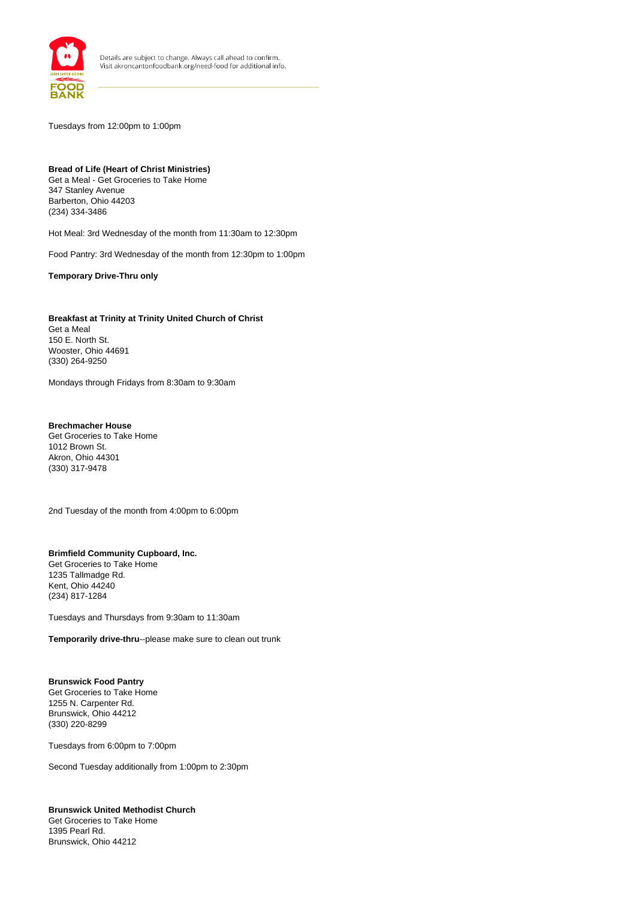Tuesdays from 12:00pm to 1:00pm

**Bread of Life (Heart of Christ Ministries)**
Get a Meal - Get Groceries to Take Home
347 Stanley Avenue
Barberton, Ohio 44203
(234) 334-3486

Hot Meal: 3rd Wednesday of the month from 11:30am to 12:30pm

Food Pantry: 3rd Wednesday of the month from 12:30pm to 1:00pm

**Temporary Drive-Thru only**

**Breakfast at Trinity at Trinity United Church of Christ**
Get a Meal
150 E. North St.
Wooster, Ohio 44691
(330) 264-9250

Mondays through Fridays from 8:30am to 9:30am

**Brechmacher House**
Get Groceries to Take Home
1012 Brown St.
Akron, Ohio 44301
(330) 317-9478

2nd Tuesday of the month from 4:00pm to 6:00pm

**Brimfield Community Cupboard, Inc.**
Get Groceries to Take Home
1235 Tallmadge Rd.
Kent, Ohio 44240
(234) 817-1284

Tuesdays and Thursdays from 9:30am to 11:30am

**Temporarily drive-thru**--please make sure to clean out trunk

**Brunswick Food Pantry**
Get Groceries to Take Home
1255 N. Carpenter Rd.
Brunswick, Ohio 44212
(330) 220-8299

Tuesdays from 6:00pm to 7:00pm

Second Tuesday additionally from 1:00pm to 2:30pm

**Brunswick United Methodist Church**
Get Groceries to Take Home
1395 Pearl Rd.
Brunswick, Ohio 44212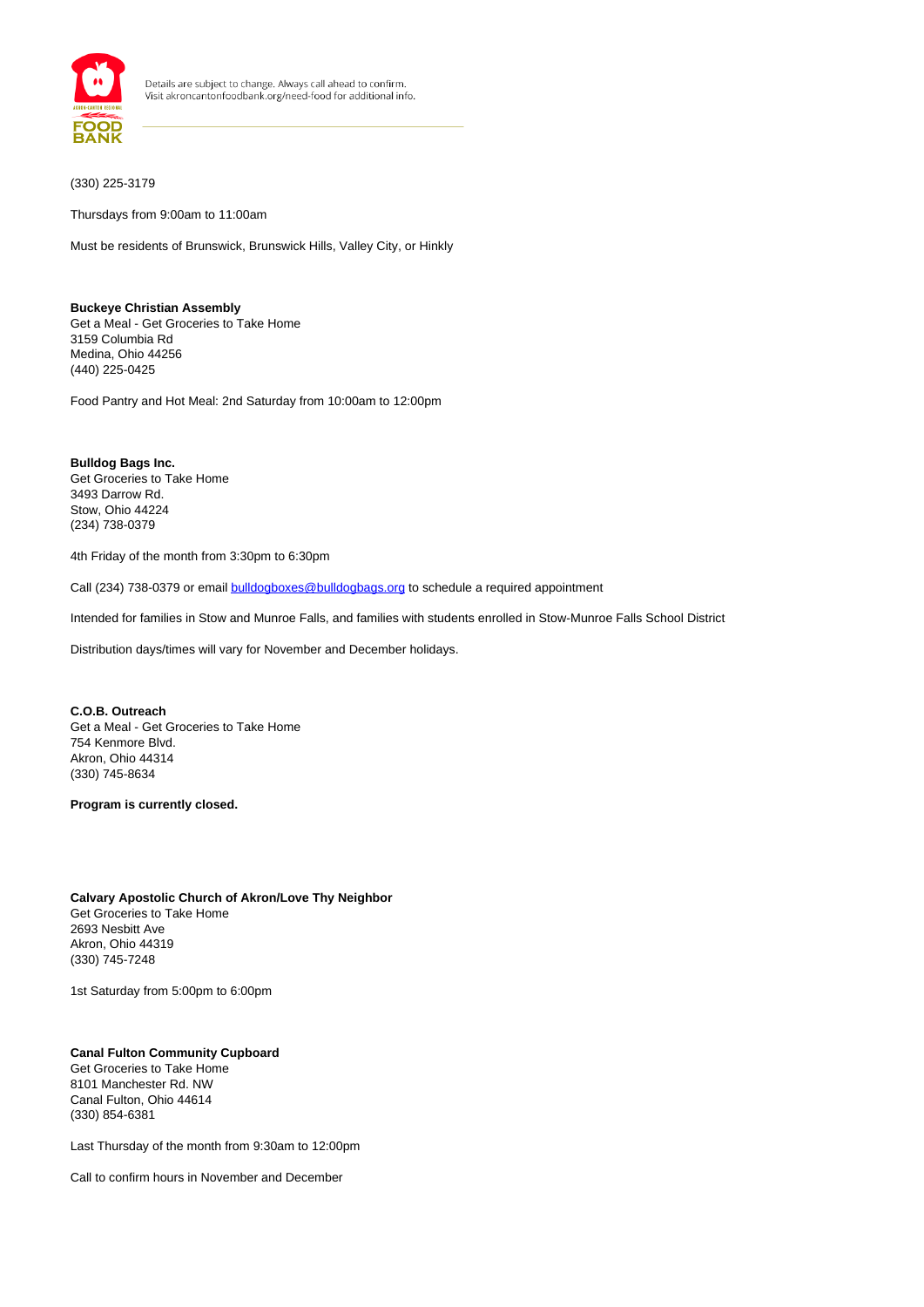(330) 225-3179

Thursdays from 9:00am to 11:00am

Must be residents of Brunswick, Brunswick Hills, Valley City, or Hinkly

**Buckeye Christian Assembly**
Get a Meal - Get Groceries to Take Home
3159 Columbia Rd
Medina, Ohio 44256
(440) 225-0425

Food Pantry and Hot Meal: 2nd Saturday from 10:00am to 12:00pm

**Bulldog Bags Inc.**
Get Groceries to Take Home
3493 Darrow Rd.
Stow, Ohio 44224
(234) 738-0379

4th Friday of the month from 3:30pm to 6:30pm

Call (234) 738-0379 or email bulldogboxes@bulldogbags.org to schedule a required appointment

Intended for families in Stow and Munroe Falls, and families with students enrolled in Stow-Munroe Falls School District

Distribution days/times will vary for November and December holidays.

**C.O.B. Outreach**
Get a Meal - Get Groceries to Take Home
754 Kenmore Blvd.
Akron, Ohio 44314
(330) 745-8634

**Program is currently closed.**

**Calvary Apostolic Church of Akron/Love Thy Neighbor**
Get Groceries to Take Home
2693 Nesbitt Ave
Akron, Ohio 44319
(330) 745-7248

1st Saturday from 5:00pm to 6:00pm

**Canal Fulton Community Cupboard**
Get Groceries to Take Home
8101 Manchester Rd. NW
Canal Fulton, Ohio 44614
(330) 854-6381

Last Thursday of the month from 9:30am to 12:00pm

Call to confirm hours in November and December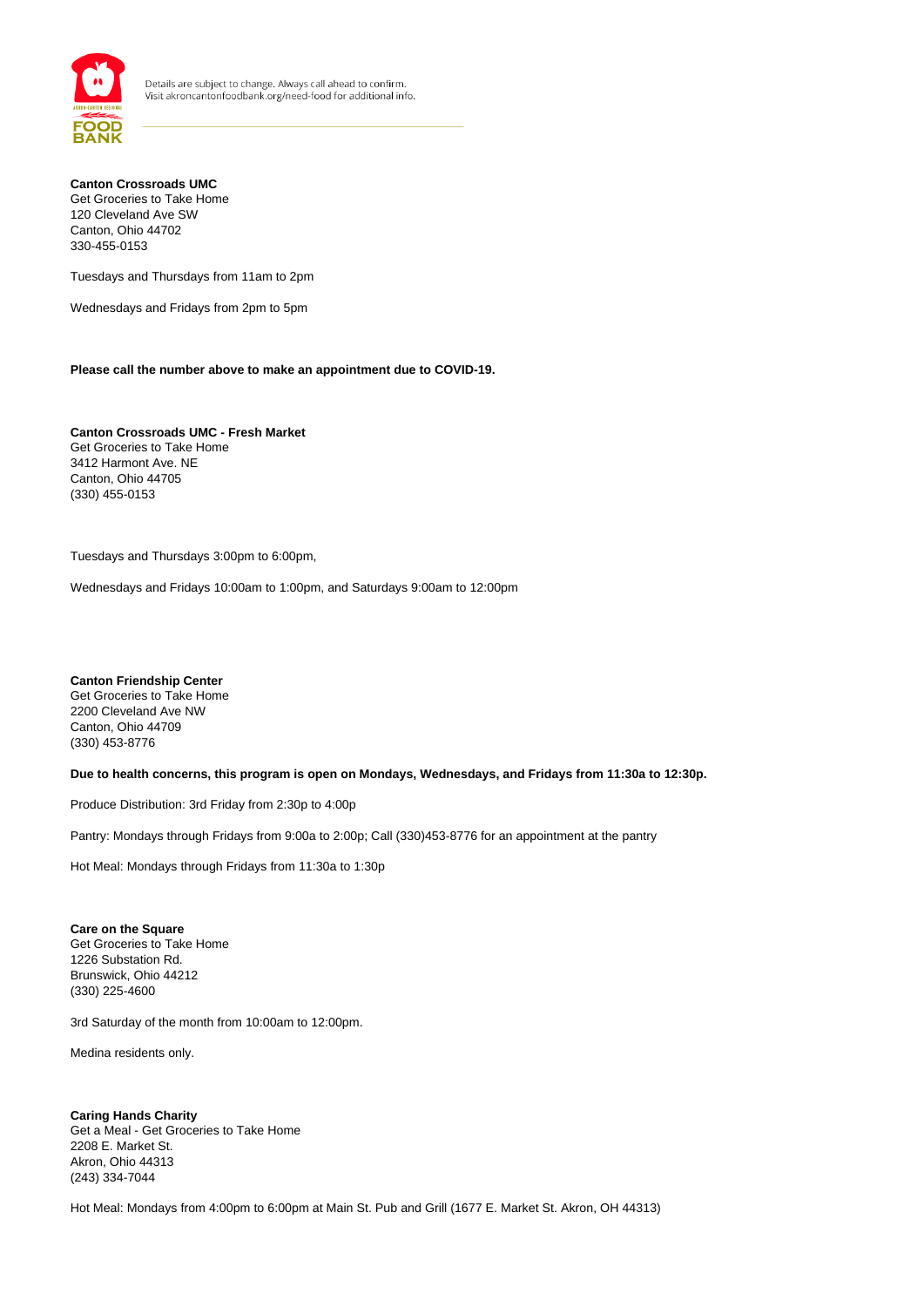Details are subject to change. Always call ahead to confirm.
Visit akroncantonfoodbank.org/need-food for additional info.

**Canton Crossroads UMC**
Get Groceries to Take Home
120 Cleveland Ave SW
Canton, Ohio 44702
330-455-0153

Tuesdays and Thursdays from 11am to 2pm

Wednesdays and Fridays from 2pm to 5pm

**Please call the number above to make an appointment due to COVID-19.**

**Canton Crossroads UMC - Fresh Market**
Get Groceries to Take Home
3412 Harmont Ave. NE
Canton, Ohio 44705
(330) 455-0153

Tuesdays and Thursdays 3:00pm to 6:00pm,

Wednesdays and Fridays 10:00am to 1:00pm, and Saturdays 9:00am to 12:00pm

**Canton Friendship Center**
Get Groceries to Take Home
2200 Cleveland Ave NW
Canton, Ohio 44709
(330) 453-8776

**Due to health concerns, this program is open on Mondays, Wednesdays, and Fridays from 11:30a to 12:30p.**

Produce Distribution: 3rd Friday from 2:30p to 4:00p

Pantry: Mondays through Fridays from 9:00a to 2:00p; Call (330)453-8776 for an appointment at the pantry

Hot Meal: Mondays through Fridays from 11:30a to 1:30p

**Care on the Square**
Get Groceries to Take Home
1226 Substation Rd.
Brunswick, Ohio 44212
(330) 225-4600

3rd Saturday of the month from 10:00am to 12:00pm.

Medina residents only.

**Caring Hands Charity**
Get a Meal - Get Groceries to Take Home
2208 E. Market St.
Akron, Ohio 44313
(243) 334-7044

Hot Meal: Mondays from 4:00pm to 6:00pm at Main St. Pub and Grill (1677 E. Market St. Akron, OH 44313)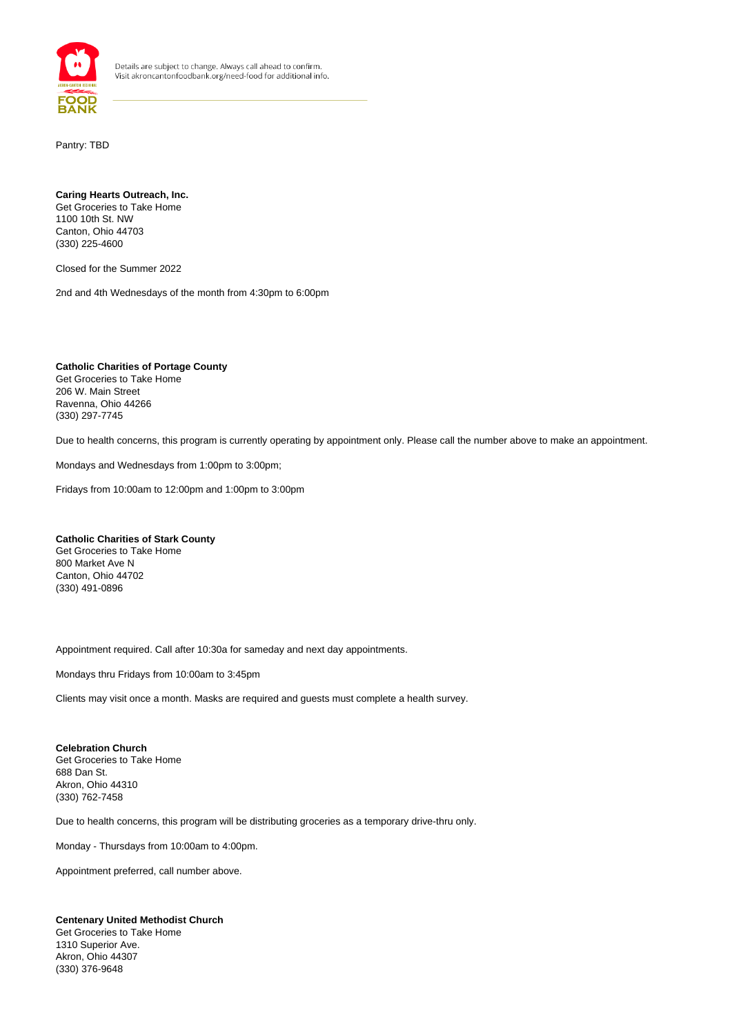Pantry: TBD

**Caring Hearts Outreach, Inc.**
Get Groceries to Take Home
1100 10th St. NW
Canton, Ohio 44703
(330) 225-4600

Closed for the Summer 2022

2nd and 4th Wednesdays of the month from 4:30pm to 6:00pm

**Catholic Charities of Portage County**
Get Groceries to Take Home
206 W. Main Street
Ravenna, Ohio 44266
(330) 297-7745

Due to health concerns, this program is currently operating by appointment only. Please call the number above to make an appointment.

Mondays and Wednesdays from 1:00pm to 3:00pm;

Fridays from 10:00am to 12:00pm and 1:00pm to 3:00pm

**Catholic Charities of Stark County**
Get Groceries to Take Home
800 Market Ave N
Canton, Ohio 44702
(330) 491-0896

Appointment required. Call after 10:30a for sameday and next day appointments.

Mondays thru Fridays from 10:00am to 3:45pm

Clients may visit once a month. Masks are required and guests must complete a health survey.

**Celebration Church**
Get Groceries to Take Home
688 Dan St.
Akron, Ohio 44310
(330) 762-7458

Due to health concerns, this program will be distributing groceries as a temporary drive-thru only.

Monday - Thursdays from 10:00am to 4:00pm.

Appointment preferred, call number above.

**Centenary United Methodist Church**
Get Groceries to Take Home
1310 Superior Ave.
Akron, Ohio 44307
(330) 376-9648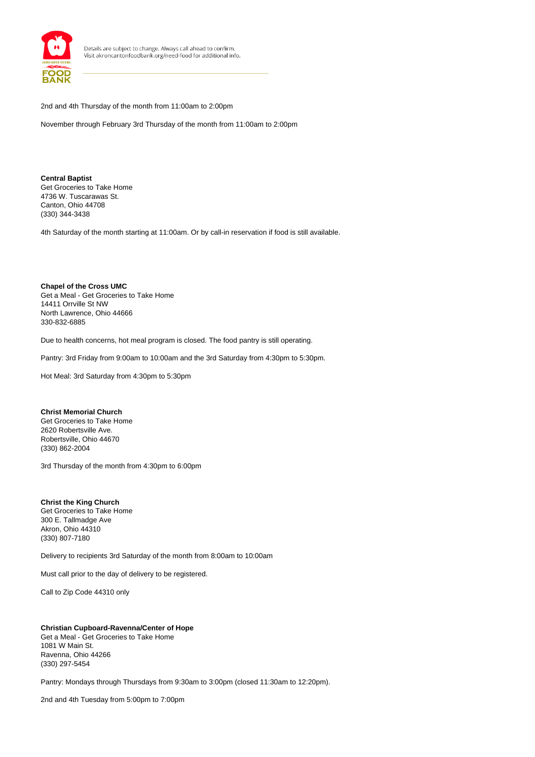2nd and 4th Thursday of the month from 11:00am to 2:00pm

November through February 3rd Thursday of the month from 11:00am to 2:00pm

**Central Baptist**
Get Groceries to Take Home
4736 W. Tuscarawas St.
Canton, Ohio 44708
(330) 344-3438

4th Saturday of the month starting at 11:00am. Or by call-in reservation if food is still available.

**Chapel of the Cross UMC**
Get a Meal - Get Groceries to Take Home
14411 Orrville St NW
North Lawrence, Ohio 44666
330-832-6885

Due to health concerns, hot meal program is closed. The food pantry is still operating.

Pantry: 3rd Friday from 9:00am to 10:00am and the 3rd Saturday from 4:30pm to 5:30pm.

Hot Meal: 3rd Saturday from 4:30pm to 5:30pm

**Christ Memorial Church**
Get Groceries to Take Home
2620 Robertsville Ave.
Robertsville, Ohio 44670
(330) 862-2004

3rd Thursday of the month from 4:30pm to 6:00pm

**Christ the King Church**
Get Groceries to Take Home
300 E. Tallmadge Ave
Akron, Ohio 44310
(330) 807-7180

Delivery to recipients 3rd Saturday of the month from 8:00am to 10:00am

Must call prior to the day of delivery to be registered.

Call to Zip Code 44310 only

**Christian Cupboard-Ravenna/Center of Hope**
Get a Meal - Get Groceries to Take Home
1081 W Main St.
Ravenna, Ohio 44266
(330) 297-5454

Pantry: Mondays through Thursdays from 9:30am to 3:00pm (closed 11:30am to 12:20pm).

2nd and 4th Tuesday from 5:00pm to 7:00pm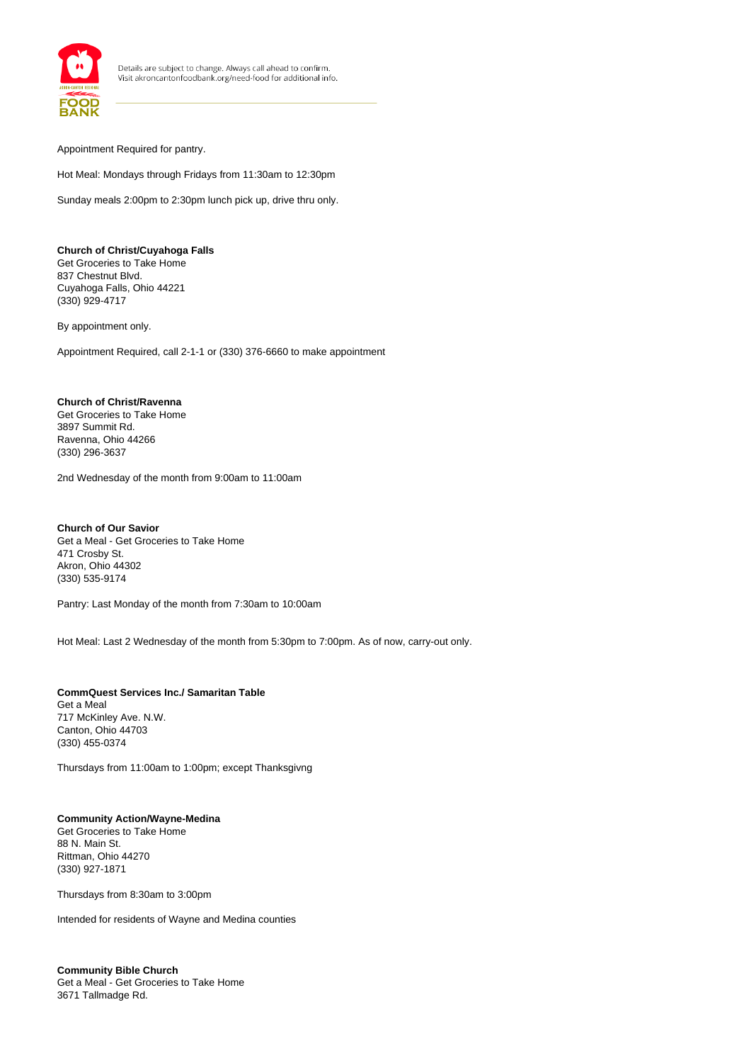Appointment Required for pantry.

Hot Meal: Mondays through Fridays from 11:30am to 12:30pm

Sunday meals 2:00pm to 2:30pm lunch pick up, drive thru only.

**Church of Christ/Cuyahoga Falls**
Get Groceries to Take Home
837 Chestnut Blvd.
Cuyahoga Falls, Ohio 44221
(330) 929-4717

By appointment only.

Appointment Required, call 2-1-1 or (330) 376-6660 to make appointment

**Church of Christ/Ravenna**
Get Groceries to Take Home
3897 Summit Rd.
Ravenna, Ohio 44266
(330) 296-3637

2nd Wednesday of the month from 9:00am to 11:00am

**Church of Our Savior**
Get a Meal - Get Groceries to Take Home
471 Crosby St.
Akron, Ohio 44302
(330) 535-9174

Pantry: Last Monday of the month from 7:30am to 10:00am

Hot Meal: Last 2 Wednesday of the month from 5:30pm to 7:00pm. As of now, carry-out only.

**CommQuest Services Inc./ Samaritan Table**
Get a Meal
717 McKinley Ave. N.W.
Canton, Ohio 44703
(330) 455-0374

Thursdays from 11:00am to 1:00pm; except Thanksgivng

**Community Action/Wayne-Medina**
Get Groceries to Take Home
88 N. Main St.
Rittman, Ohio 44270
(330) 927-1871

Thursdays from 8:30am to 3:00pm

Intended for residents of Wayne and Medina counties

**Community Bible Church**
Get a Meal - Get Groceries to Take Home
3671 Tallmadge Rd.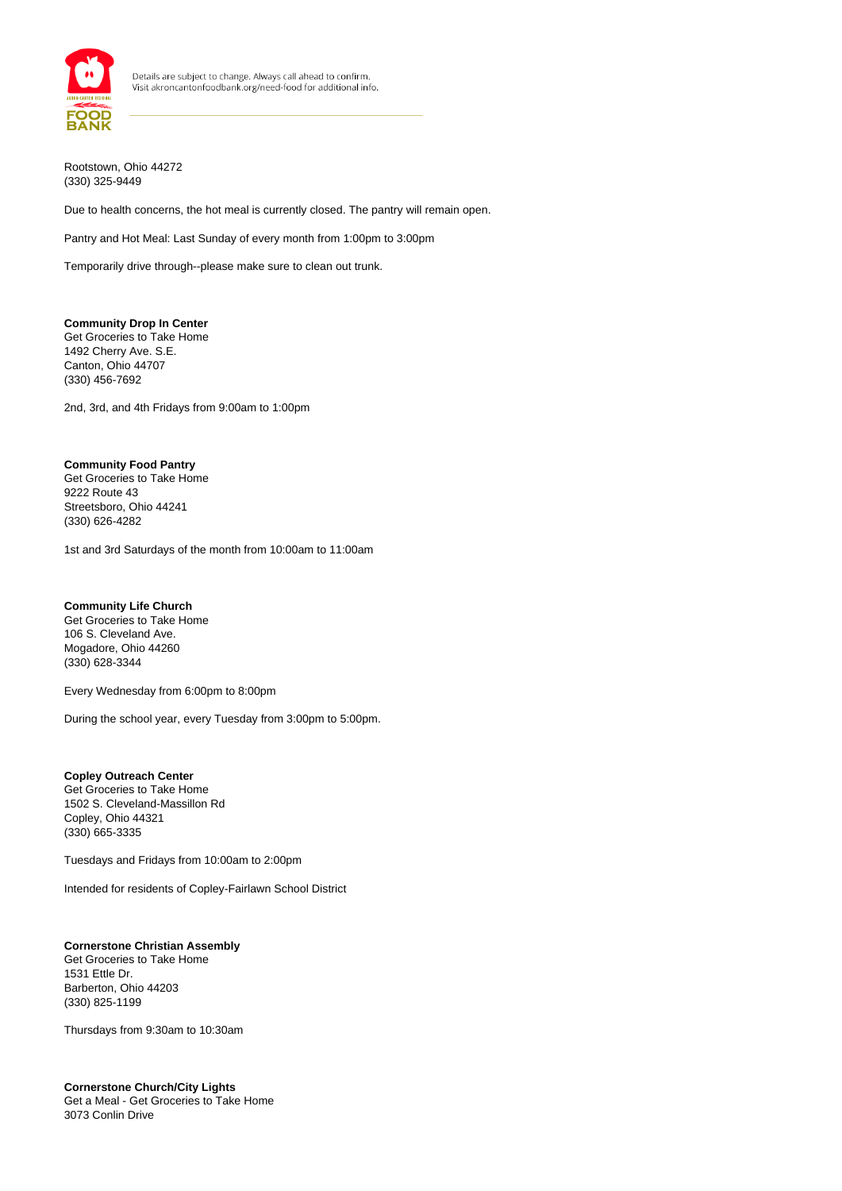Rootstown, Ohio 44272
(330) 325-9449

Due to health concerns, the hot meal is currently closed. The pantry will remain open.

Pantry and Hot Meal: Last Sunday of every month from 1:00pm to 3:00pm

Temporarily drive through--please make sure to clean out trunk.

**Community Drop In Center**
Get Groceries to Take Home
1492 Cherry Ave. S.E.
Canton, Ohio 44707
(330) 456-7692

2nd, 3rd, and 4th Fridays from 9:00am to 1:00pm

**Community Food Pantry**
Get Groceries to Take Home
9222 Route 43
Streetsboro, Ohio 44241
(330) 626-4282

1st and 3rd Saturdays of the month from 10:00am to 11:00am

**Community Life Church**
Get Groceries to Take Home
106 S. Cleveland Ave.
Mogadore, Ohio 44260
(330) 628-3344

Every Wednesday from 6:00pm to 8:00pm

During the school year, every Tuesday from 3:00pm to 5:00pm.

**Copley Outreach Center**
Get Groceries to Take Home
1502 S. Cleveland-Massillon Rd
Copley, Ohio 44321
(330) 665-3335

Tuesdays and Fridays from 10:00am to 2:00pm

Intended for residents of Copley-Fairlawn School District

**Cornerstone Christian Assembly**
Get Groceries to Take Home
1531 Ettle Dr.
Barberton, Ohio 44203
(330) 825-1199

Thursdays from 9:30am to 10:30am

**Cornerstone Church/City Lights**
Get a Meal - Get Groceries to Take Home
3073 Conlin Drive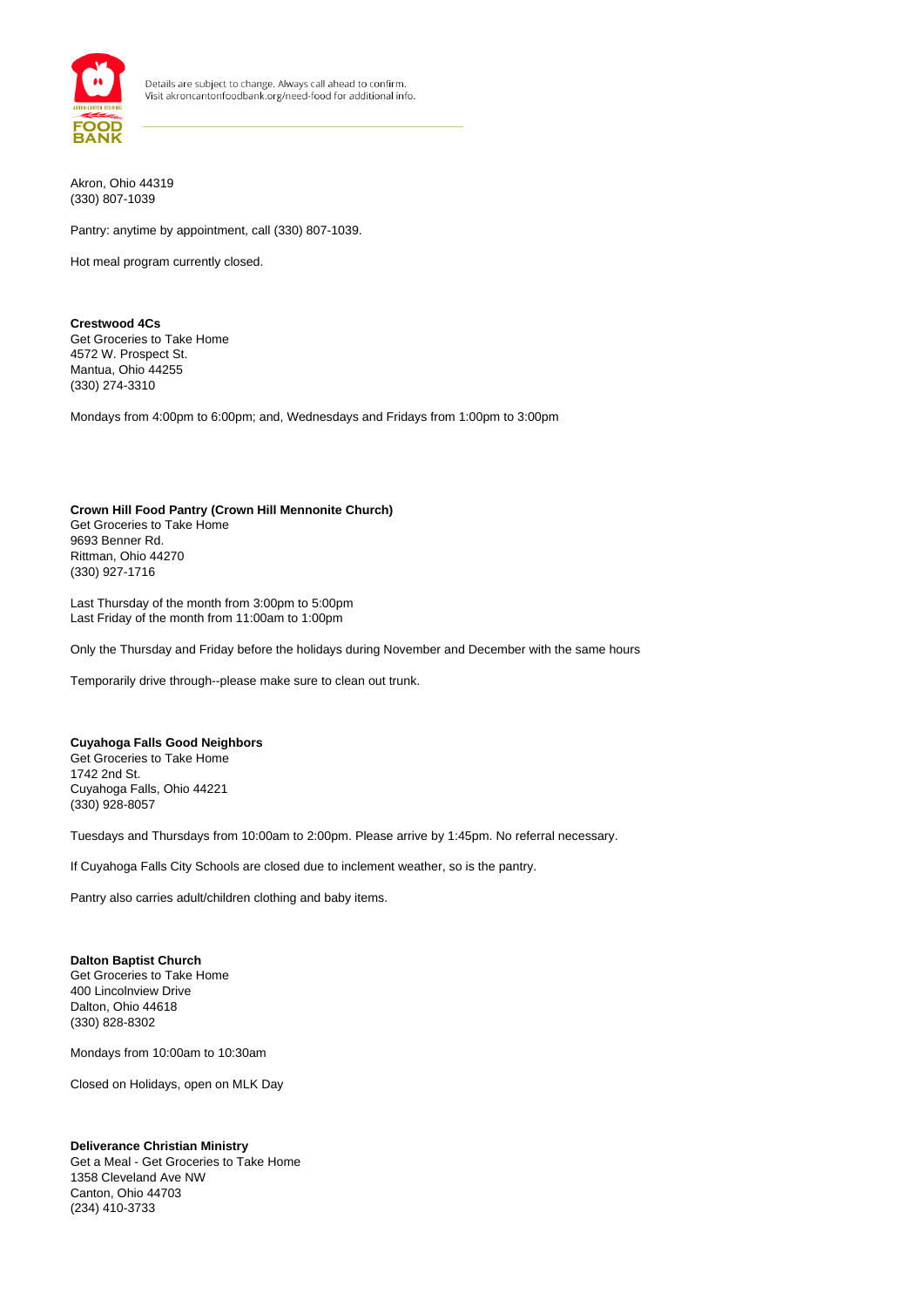Akron, Ohio 44319
(330) 807-1039

Pantry: anytime by appointment, call (330) 807-1039.

Hot meal program currently closed.

**Crestwood 4Cs**
Get Groceries to Take Home
4572 W. Prospect St.
Mantua, Ohio 44255
(330) 274-3310

Mondays from 4:00pm to 6:00pm; and, Wednesdays and Fridays from 1:00pm to 3:00pm

**Crown Hill Food Pantry (Crown Hill Mennonite Church)**
Get Groceries to Take Home
9693 Benner Rd.
Rittman, Ohio 44270
(330) 927-1716

Last Thursday of the month from 3:00pm to 5:00pm
Last Friday of the month from 11:00am to 1:00pm

Only the Thursday and Friday before the holidays during November and December with the same hours

Temporarily drive through--please make sure to clean out trunk.

**Cuyahoga Falls Good Neighbors**
Get Groceries to Take Home
1742 2nd St.
Cuyahoga Falls, Ohio 44221
(330) 928-8057

Tuesdays and Thursdays from 10:00am to 2:00pm. Please arrive by 1:45pm. No referral necessary.

If Cuyahoga Falls City Schools are closed due to inclement weather, so is the pantry.

Pantry also carries adult/children clothing and baby items.

**Dalton Baptist Church**
Get Groceries to Take Home
400 Lincolnview Drive
Dalton, Ohio 44618
(330) 828-8302

Mondays from 10:00am to 10:30am

Closed on Holidays, open on MLK Day

**Deliverance Christian Ministry**
Get a Meal - Get Groceries to Take Home
1358 Cleveland Ave NW
Canton, Ohio 44703
(234) 410-3733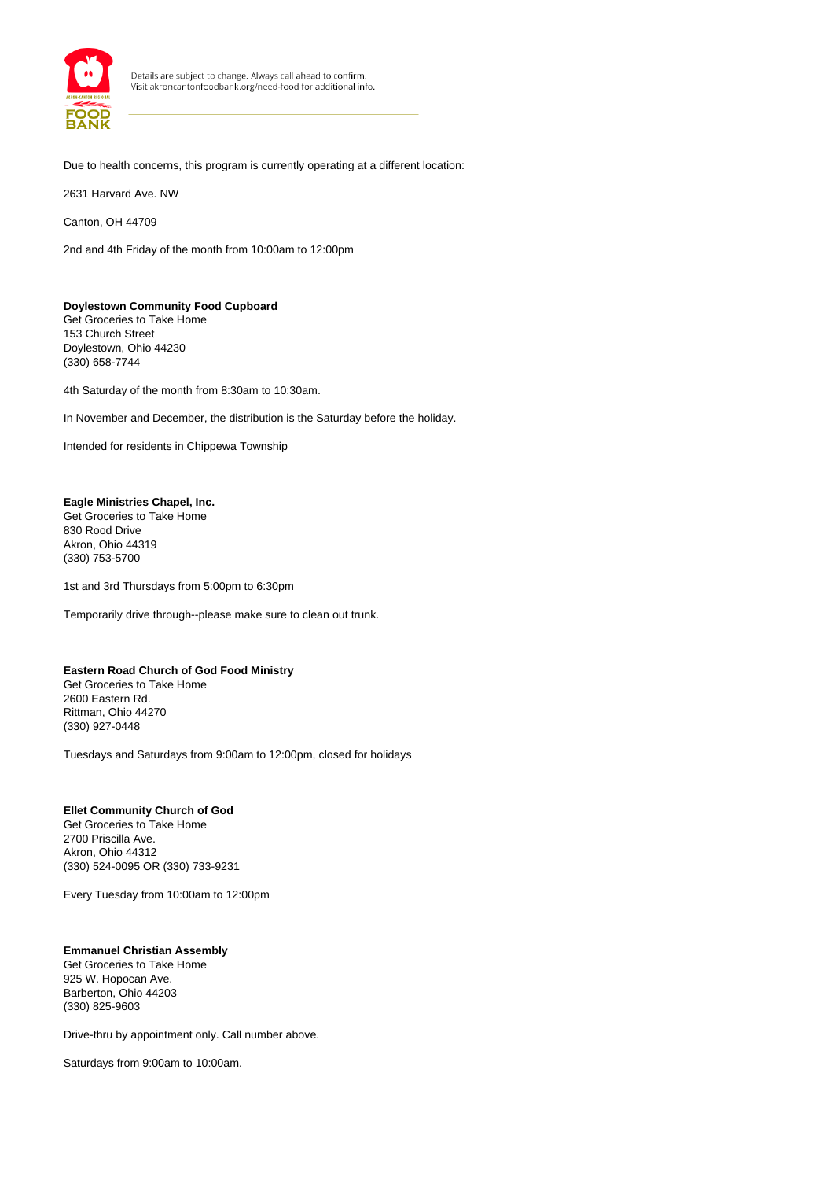Due to health concerns, this program is currently operating at a different location:

2631 Harvard Ave. NW

Canton, OH 44709

2nd and 4th Friday of the month from 10:00am to 12:00pm

**Doylestown Community Food Cupboard**
Get Groceries to Take Home
153 Church Street
Doylestown, Ohio 44230
(330) 658-7744

4th Saturday of the month from 8:30am to 10:30am.

In November and December, the distribution is the Saturday before the holiday.

Intended for residents in Chippewa Township

**Eagle Ministries Chapel, Inc.**
Get Groceries to Take Home
830 Rood Drive
Akron, Ohio 44319
(330) 753-5700

1st and 3rd Thursdays from 5:00pm to 6:30pm

Temporarily drive through--please make sure to clean out trunk.

**Eastern Road Church of God Food Ministry**
Get Groceries to Take Home
2600 Eastern Rd.
Rittman, Ohio 44270
(330) 927-0448

Tuesdays and Saturdays from 9:00am to 12:00pm, closed for holidays

**Ellet Community Church of God**
Get Groceries to Take Home
2700 Priscilla Ave.
Akron, Ohio 44312
(330) 524-0095 OR (330) 733-9231

Every Tuesday from 10:00am to 12:00pm

**Emmanuel Christian Assembly**
Get Groceries to Take Home
925 W. Hopocan Ave.
Barberton, Ohio 44203
(330) 825-9603

Drive-thru by appointment only. Call number above.

Saturdays from 9:00am to 10:00am.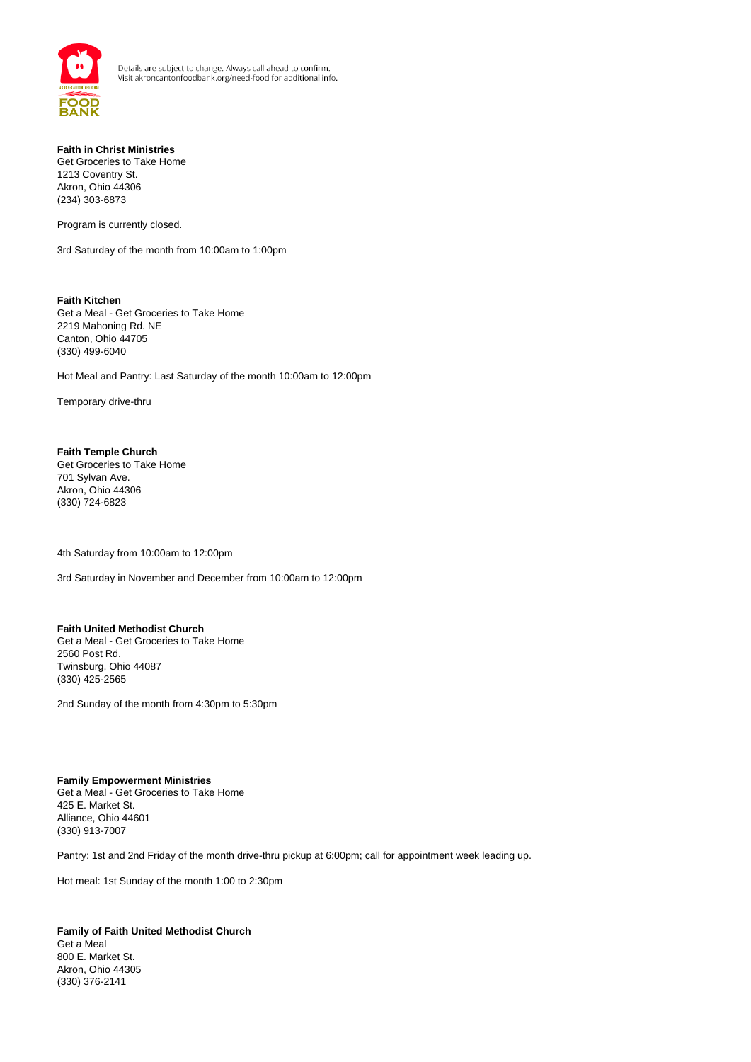**Faith in Christ Ministries**
Get Groceries to Take Home
1213 Coventry St.
Akron, Ohio 44306
(234) 303-6873

Program is currently closed.

3rd Saturday of the month from 10:00am to 1:00pm

**Faith Kitchen**
Get a Meal - Get Groceries to Take Home
2219 Mahoning Rd. NE
Canton, Ohio 44705
(330) 499-6040

Hot Meal and Pantry: Last Saturday of the month 10:00am to 12:00pm

Temporary drive-thru

**Faith Temple Church**
Get Groceries to Take Home
701 Sylvan Ave.
Akron, Ohio 44306
(330) 724-6823

4th Saturday from 10:00am to 12:00pm

3rd Saturday in November and December from 10:00am to 12:00pm

**Faith United Methodist Church**
Get a Meal - Get Groceries to Take Home
2560 Post Rd.
Twinsburg, Ohio 44087
(330) 425-2565

2nd Sunday of the month from 4:30pm to 5:30pm

**Family Empowerment Ministries**
Get a Meal - Get Groceries to Take Home
425 E. Market St.
Alliance, Ohio 44601
(330) 913-7007

Pantry: 1st and 2nd Friday of the month drive-thru pickup at 6:00pm; call for appointment week leading up.

Hot meal: 1st Sunday of the month 1:00 to 2:30pm

**Family of Faith United Methodist Church**
Get a Meal
800 E. Market St.
Akron, Ohio 44305
(330) 376-2141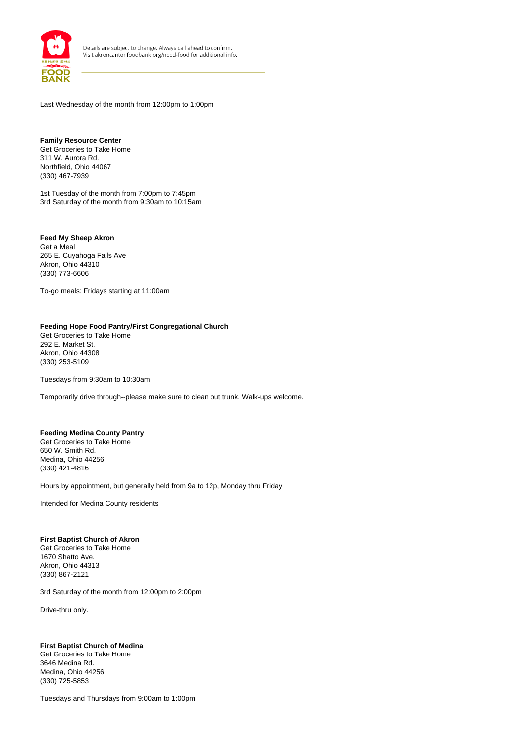Last Wednesday of the month from 12:00pm to 1:00pm

**Family Resource Center**
Get Groceries to Take Home
311 W. Aurora Rd.
Northfield, Ohio 44067
(330) 467-7939

1st Tuesday of the month from 7:00pm to 7:45pm
3rd Saturday of the month from 9:30am to 10:15am

**Feed My Sheep Akron**
Get a Meal
265 E. Cuyahoga Falls Ave
Akron, Ohio 44310
(330) 773-6606

To-go meals: Fridays starting at 11:00am

**Feeding Hope Food Pantry/First Congregational Church**
Get Groceries to Take Home
292 E. Market St.
Akron, Ohio 44308
(330) 253-5109

Tuesdays from 9:30am to 10:30am

Temporarily drive through--please make sure to clean out trunk. Walk-ups welcome.

**Feeding Medina County Pantry**
Get Groceries to Take Home
650 W. Smith Rd.
Medina, Ohio 44256
(330) 421-4816

Hours by appointment, but generally held from 9a to 12p, Monday thru Friday

Intended for Medina County residents

**First Baptist Church of Akron**
Get Groceries to Take Home
1670 Shatto Ave.
Akron, Ohio 44313
(330) 867-2121

3rd Saturday of the month from 12:00pm to 2:00pm

Drive-thru only.

**First Baptist Church of Medina**
Get Groceries to Take Home
3646 Medina Rd.
Medina, Ohio 44256
(330) 725-5853

Tuesdays and Thursdays from 9:00am to 1:00pm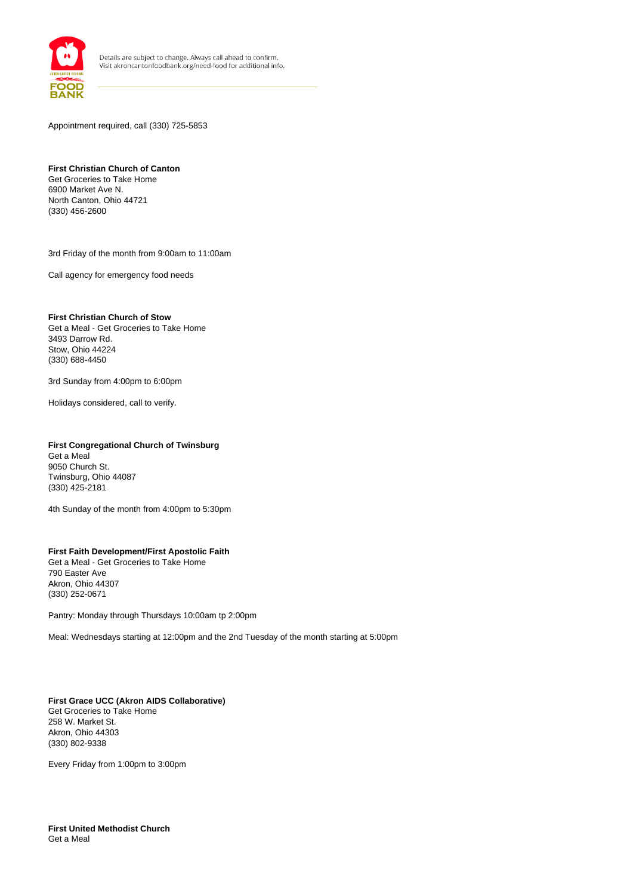Appointment required, call (330) 725-5853

**First Christian Church of Canton**
Get Groceries to Take Home
6900 Market Ave N.
North Canton, Ohio 44721
(330) 456-2600

3rd Friday of the month from 9:00am to 11:00am

Call agency for emergency food needs

**First Christian Church of Stow**
Get a Meal - Get Groceries to Take Home
3493 Darrow Rd.
Stow, Ohio 44224
(330) 688-4450

3rd Sunday from 4:00pm to 6:00pm

Holidays considered, call to verify.

**First Congregational Church of Twinsburg**
Get a Meal
9050 Church St.
Twinsburg, Ohio 44087
(330) 425-2181

4th Sunday of the month from 4:00pm to 5:30pm

**First Faith Development/First Apostolic Faith**
Get a Meal - Get Groceries to Take Home
790 Easter Ave
Akron, Ohio 44307
(330) 252-0671

Pantry: Monday through Thursdays 10:00am tp 2:00pm

Meal: Wednesdays starting at 12:00pm and the 2nd Tuesday of the month starting at 5:00pm

**First Grace UCC (Akron AIDS Collaborative)**
Get Groceries to Take Home
258 W. Market St.
Akron, Ohio 44303
(330) 802-9338

Every Friday from 1:00pm to 3:00pm

**First United Methodist Church**
Get a Meal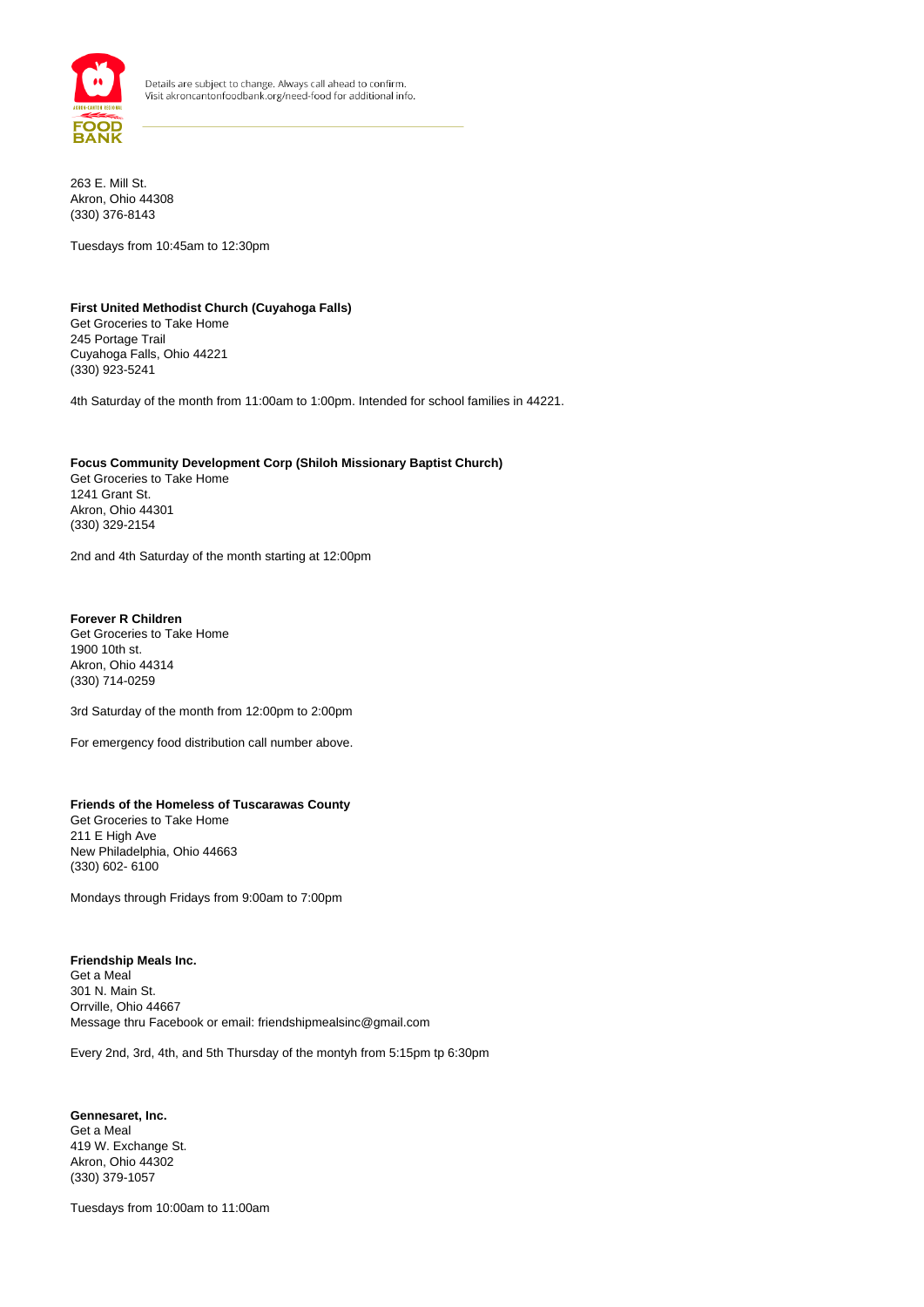263 E. Mill St.
Akron, Ohio 44308
(330) 376-8143

Tuesdays from 10:45am to 12:30pm

**First United Methodist Church (Cuyahoga Falls)**
Get Groceries to Take Home
245 Portage Trail
Cuyahoga Falls, Ohio 44221
(330) 923-5241

4th Saturday of the month from 11:00am to 1:00pm. Intended for school families in 44221.

**Focus Community Development Corp (Shiloh Missionary Baptist Church)**
Get Groceries to Take Home
1241 Grant St.
Akron, Ohio 44301
(330) 329-2154

2nd and 4th Saturday of the month starting at 12:00pm

**Forever R Children**
Get Groceries to Take Home
1900 10th st.
Akron, Ohio 44314
(330) 714-0259

3rd Saturday of the month from 12:00pm to 2:00pm

For emergency food distribution call number above.

**Friends of the Homeless of Tuscarawas County**
Get Groceries to Take Home
211 E High Ave
New Philadelphia, Ohio 44663
(330) 602- 6100

Mondays through Fridays from 9:00am to 7:00pm

**Friendship Meals Inc.**
Get a Meal
301 N. Main St.
Orrville, Ohio 44667
Message thru Facebook or email: friendshipmealsinc@gmail.com

Every 2nd, 3rd, 4th, and 5th Thursday of the montyh from 5:15pm tp 6:30pm

**Gennesaret, Inc.**
Get a Meal
419 W. Exchange St.
Akron, Ohio 44302
(330) 379-1057

Tuesdays from 10:00am to 11:00am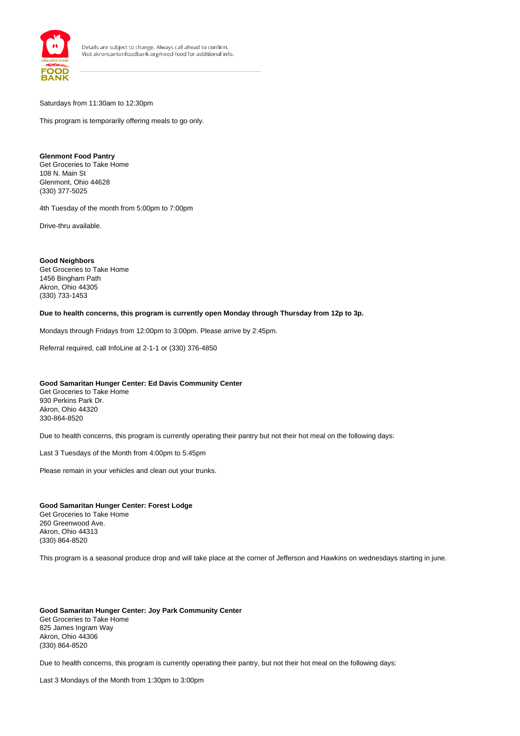Saturdays from 11:30am to 12:30pm

This program is temporarily offering meals to go only.

**Glenmont Food Pantry**
Get Groceries to Take Home
108 N. Main St
Glenmont, Ohio 44628
(330) 377-5025

4th Tuesday of the month from 5:00pm to 7:00pm

Drive-thru available.

**Good Neighbors**
Get Groceries to Take Home
1456 Bingham Path
Akron, Ohio 44305
(330) 733-1453

**Due to health concerns, this program is currently open Monday through Thursday from 12p to 3p.**

Mondays through Fridays from 12:00pm to 3:00pm. Please arrive by 2:45pm.

Referral required, call InfoLine at 2-1-1 or (330) 376-4850

**Good Samaritan Hunger Center: Ed Davis Community Center**
Get Groceries to Take Home
930 Perkins Park Dr.
Akron, Ohio 44320
330-864-8520

Due to health concerns, this program is currently operating their pantry but not their hot meal on the following days:

Last 3 Tuesdays of the Month from 4:00pm to 5:45pm

Please remain in your vehicles and clean out your trunks.

**Good Samaritan Hunger Center: Forest Lodge**
Get Groceries to Take Home
260 Greenwood Ave.
Akron, Ohio 44313
(330) 864-8520

This program is a seasonal produce drop and will take place at the corner of Jefferson and Hawkins on wednesdays starting in june.

**Good Samaritan Hunger Center: Joy Park Community Center**
Get Groceries to Take Home
825 James Ingram Way
Akron, Ohio 44306
(330) 864-8520

Due to health concerns, this program is currently operating their pantry, but not their hot meal on the following days:

Last 3 Mondays of the Month from 1:30pm to 3:00pm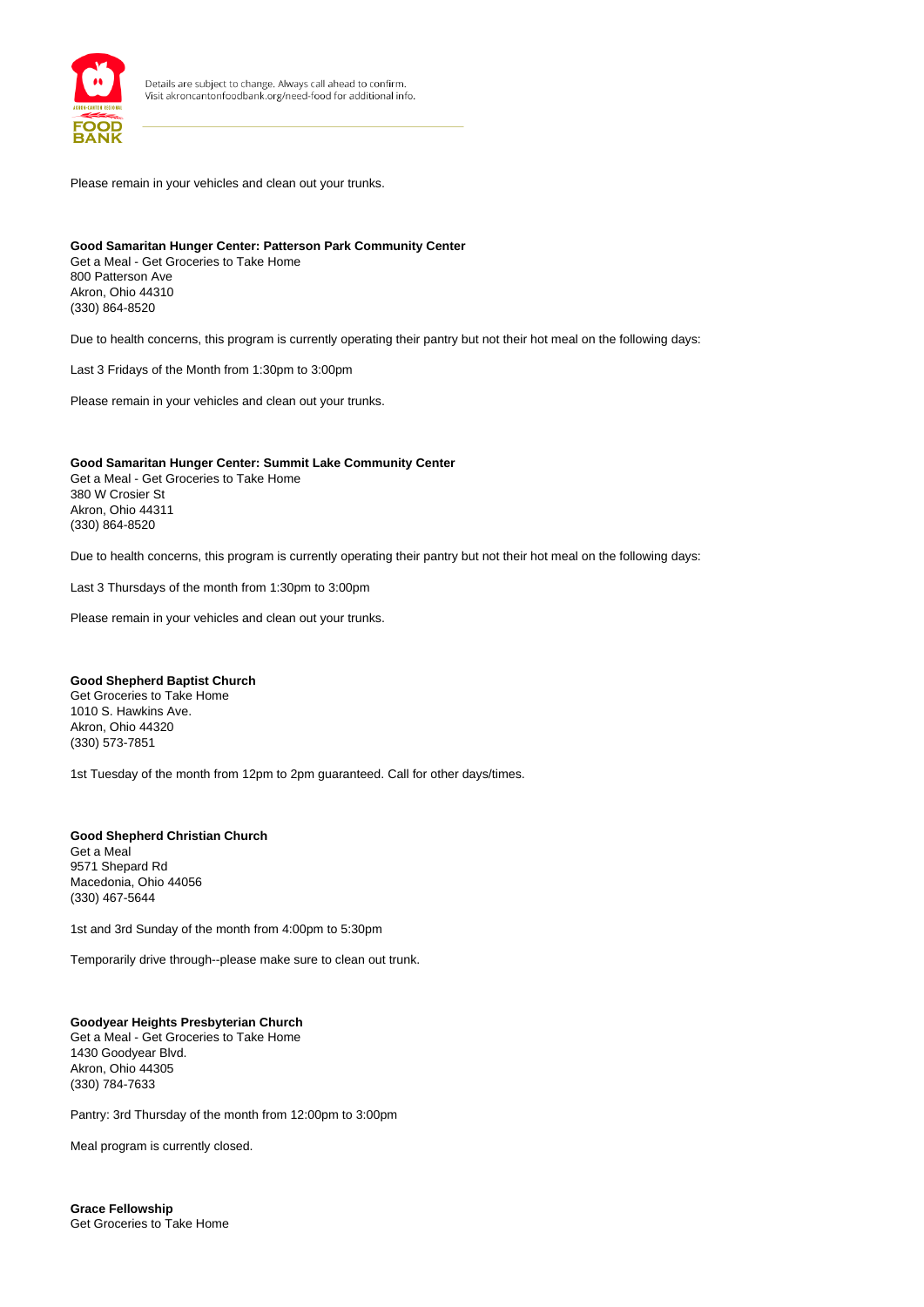Please remain in your vehicles and clean out your trunks.

**Good Samaritan Hunger Center: Patterson Park Community Center**
Get a Meal - Get Groceries to Take Home
800 Patterson Ave
Akron, Ohio 44310
(330) 864-8520

Due to health concerns, this program is currently operating their pantry but not their hot meal on the following days:

Last 3 Fridays of the Month from 1:30pm to 3:00pm

Please remain in your vehicles and clean out your trunks.

**Good Samaritan Hunger Center: Summit Lake Community Center**
Get a Meal - Get Groceries to Take Home
380 W Crosier St
Akron, Ohio 44311
(330) 864-8520

Due to health concerns, this program is currently operating their pantry but not their hot meal on the following days:

Last 3 Thursdays of the month from 1:30pm to 3:00pm

Please remain in your vehicles and clean out your trunks.

**Good Shepherd Baptist Church**
Get Groceries to Take Home
1010 S. Hawkins Ave.
Akron, Ohio 44320
(330) 573-7851

1st Tuesday of the month from 12pm to 2pm guaranteed. Call for other days/times.

**Good Shepherd Christian Church**
Get a Meal
9571 Shepard Rd
Macedonia, Ohio 44056
(330) 467-5644

1st and 3rd Sunday of the month from 4:00pm to 5:30pm

Temporarily drive through--please make sure to clean out trunk.

**Goodyear Heights Presbyterian Church**
Get a Meal - Get Groceries to Take Home
1430 Goodyear Blvd.
Akron, Ohio 44305
(330) 784-7633

Pantry: 3rd Thursday of the month from 12:00pm to 3:00pm

Meal program is currently closed.

**Grace Fellowship**
Get Groceries to Take Home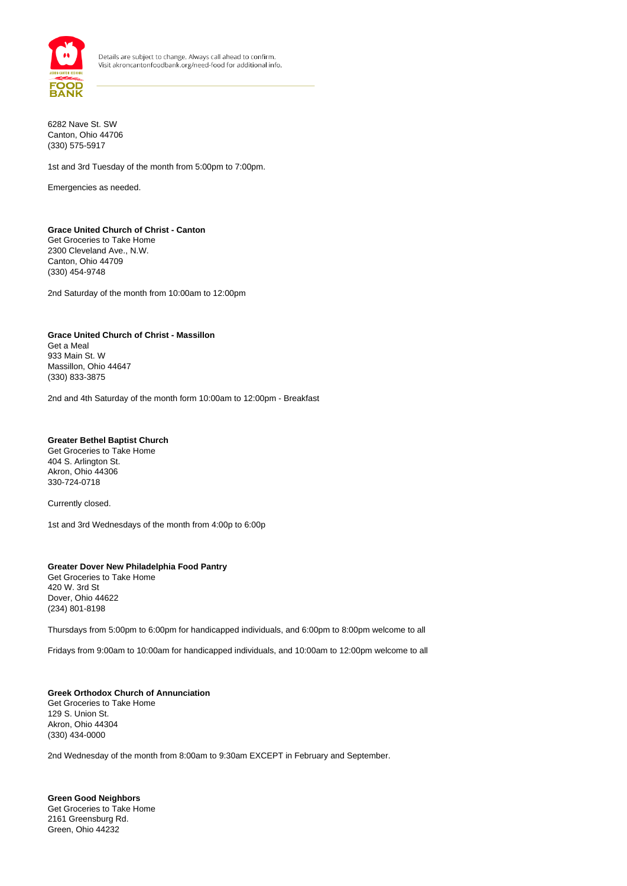6282 Nave St. SW
Canton, Ohio 44706
(330) 575-5917

1st and 3rd Tuesday of the month from 5:00pm to 7:00pm.

Emergencies as needed.

**Grace United Church of Christ - Canton**
Get Groceries to Take Home
2300 Cleveland Ave., N.W.
Canton, Ohio 44709
(330) 454-9748

2nd Saturday of the month from 10:00am to 12:00pm

**Grace United Church of Christ - Massillon**
Get a Meal
933 Main St. W
Massillon, Ohio 44647
(330) 833-3875

2nd and 4th Saturday of the month form 10:00am to 12:00pm - Breakfast

**Greater Bethel Baptist Church**
Get Groceries to Take Home
404 S. Arlington St.
Akron, Ohio 44306
330-724-0718

Currently closed.

1st and 3rd Wednesdays of the month from 4:00p to 6:00p

**Greater Dover New Philadelphia Food Pantry**
Get Groceries to Take Home
420 W. 3rd St
Dover, Ohio 44622
(234) 801-8198

Thursdays from 5:00pm to 6:00pm for handicapped individuals, and 6:00pm to 8:00pm welcome to all

Fridays from 9:00am to 10:00am for handicapped individuals, and 10:00am to 12:00pm welcome to all

**Greek Orthodox Church of Annunciation**
Get Groceries to Take Home
129 S. Union St.
Akron, Ohio 44304
(330) 434-0000

2nd Wednesday of the month from 8:00am to 9:30am EXCEPT in February and September.

**Green Good Neighbors**
Get Groceries to Take Home
2161 Greensburg Rd.
Green, Ohio 44232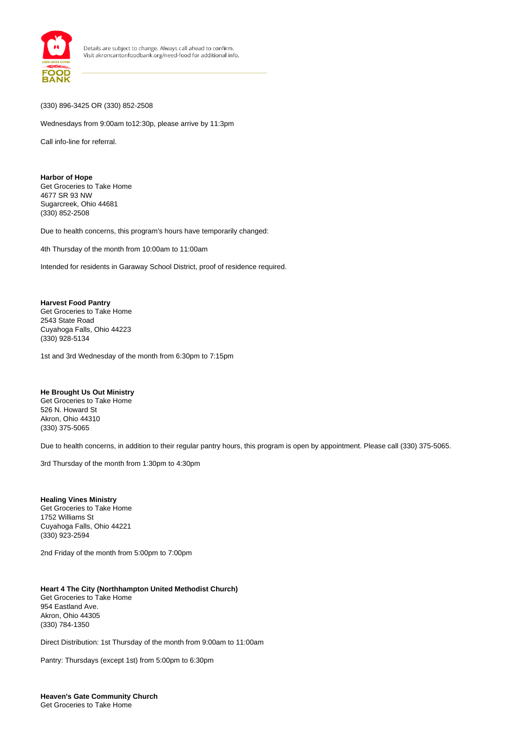(330) 896-3425 OR (330) 852-2508

Wednesdays from 9:00am to12:30p, please arrive by 11:3pm

Call info-line for referral.

**Harbor of Hope**
Get Groceries to Take Home
4677 SR 93 NW
Sugarcreek, Ohio 44681
(330) 852-2508

Due to health concerns, this program's hours have temporarily changed:

4th Thursday of the month from 10:00am to 11:00am

Intended for residents in Garaway School District, proof of residence required.

**Harvest Food Pantry**
Get Groceries to Take Home
2543 State Road
Cuyahoga Falls, Ohio 44223
(330) 928-5134

1st and 3rd Wednesday of the month from 6:30pm to 7:15pm

**He Brought Us Out Ministry**
Get Groceries to Take Home
526 N. Howard St
Akron, Ohio 44310
(330) 375-5065

Due to health concerns, in addition to their regular pantry hours, this program is open by appointment. Please call (330) 375-5065.

3rd Thursday of the month from 1:30pm to 4:30pm

**Healing Vines Ministry**
Get Groceries to Take Home
1752 Williams St
Cuyahoga Falls, Ohio 44221
(330) 923-2594

2nd Friday of the month from 5:00pm to 7:00pm

**Heart 4 The City (Northhampton United Methodist Church)**
Get Groceries to Take Home
954 Eastland Ave.
Akron, Ohio 44305
(330) 784-1350

Direct Distribution: 1st Thursday of the month from 9:00am to 11:00am

Pantry: Thursdays (except 1st) from 5:00pm to 6:30pm

**Heaven's Gate Community Church**
Get Groceries to Take Home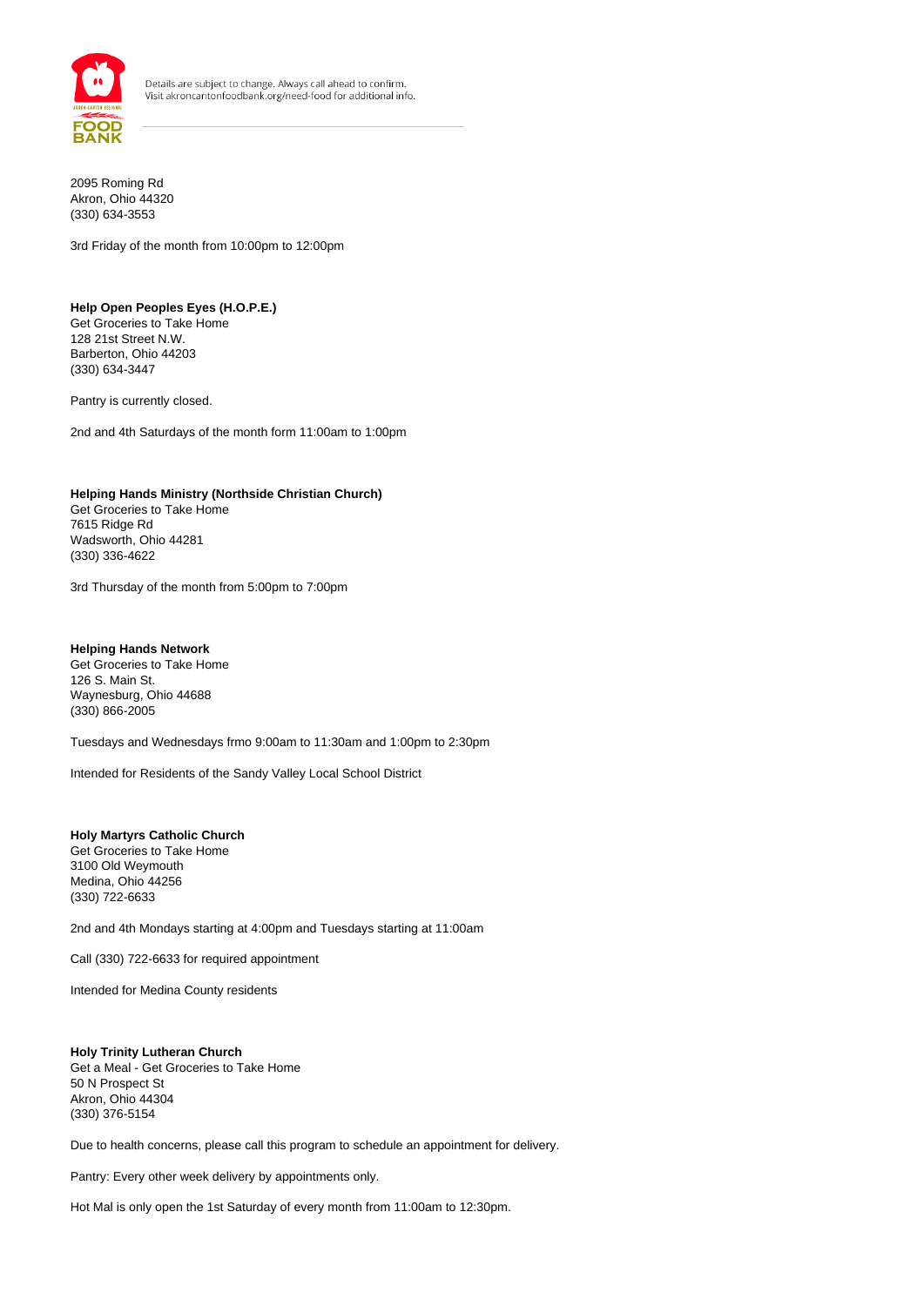2095 Roming Rd
Akron, Ohio 44320
(330) 634-3553

3rd Friday of the month from 10:00pm to 12:00pm

**Help Open Peoples Eyes (H.O.P.E.)**
Get Groceries to Take Home
128 21st Street N.W.
Barberton, Ohio 44203
(330) 634-3447

Pantry is currently closed.

2nd and 4th Saturdays of the month form 11:00am to 1:00pm

**Helping Hands Ministry (Northside Christian Church)**
Get Groceries to Take Home
7615 Ridge Rd
Wadsworth, Ohio 44281
(330) 336-4622

3rd Thursday of the month from 5:00pm to 7:00pm

**Helping Hands Network**
Get Groceries to Take Home
126 S. Main St.
Waynesburg, Ohio 44688
(330) 866-2005

Tuesdays and Wednesdays frmo 9:00am to 11:30am and 1:00pm to 2:30pm

Intended for Residents of the Sandy Valley Local School District

**Holy Martyrs Catholic Church**
Get Groceries to Take Home
3100 Old Weymouth
Medina, Ohio 44256
(330) 722-6633

2nd and 4th Mondays starting at 4:00pm and Tuesdays starting at 11:00am

Call (330) 722-6633 for required appointment

Intended for Medina County residents

**Holy Trinity Lutheran Church**
Get a Meal - Get Groceries to Take Home
50 N Prospect St
Akron, Ohio 44304
(330) 376-5154

Due to health concerns, please call this program to schedule an appointment for delivery.

Pantry: Every other week delivery by appointments only.

Hot Mal is only open the 1st Saturday of every month from 11:00am to 12:30pm.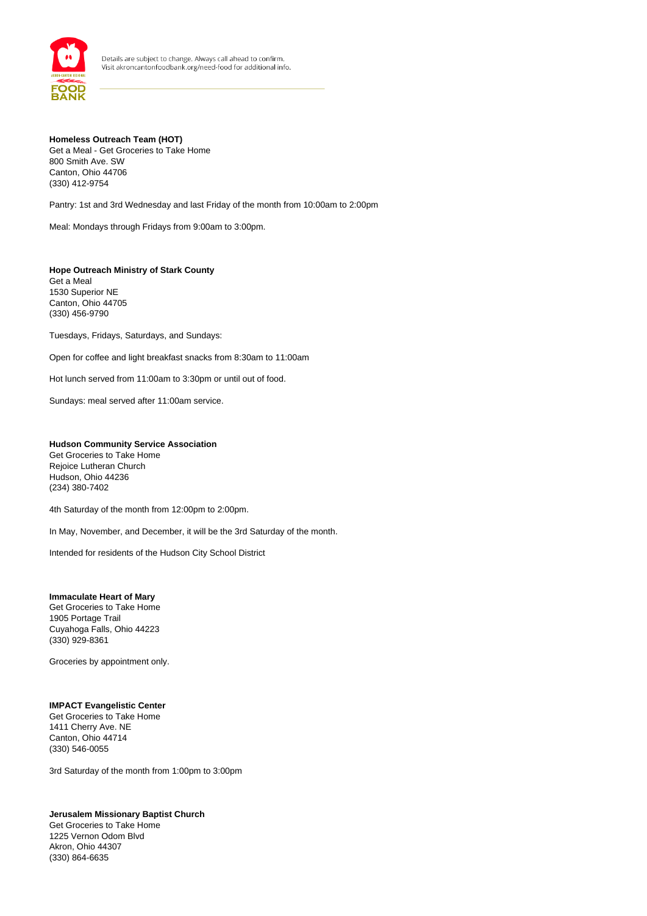Details are subject to change. Always call ahead to confirm.
Visit akroncantonfoodbank.org/need-food for additional info.

**Homeless Outreach Team (HOT)**
Get a Meal - Get Groceries to Take Home
800 Smith Ave. SW
Canton, Ohio 44706
(330) 412-9754

Pantry: 1st and 3rd Wednesday and last Friday of the month from 10:00am to 2:00pm

Meal: Mondays through Fridays from 9:00am to 3:00pm.

**Hope Outreach Ministry of Stark County**
Get a Meal
1530 Superior NE
Canton, Ohio 44705
(330) 456-9790

Tuesdays, Fridays, Saturdays, and Sundays:

Open for coffee and light breakfast snacks from 8:30am to 11:00am

Hot lunch served from 11:00am to 3:30pm or until out of food.

Sundays: meal served after 11:00am service.

**Hudson Community Service Association**
Get Groceries to Take Home
Rejoice Lutheran Church
Hudson, Ohio 44236
(234) 380-7402

4th Saturday of the month from 12:00pm to 2:00pm.

In May, November, and December, it will be the 3rd Saturday of the month.

Intended for residents of the Hudson City School District

**Immaculate Heart of Mary**
Get Groceries to Take Home
1905 Portage Trail
Cuyahoga Falls, Ohio 44223
(330) 929-8361

Groceries by appointment only.

**IMPACT Evangelistic Center**
Get Groceries to Take Home
1411 Cherry Ave. NE
Canton, Ohio 44714
(330) 546-0055

3rd Saturday of the month from 1:00pm to 3:00pm

**Jerusalem Missionary Baptist Church**
Get Groceries to Take Home
1225 Vernon Odom Blvd
Akron, Ohio 44307
(330) 864-6635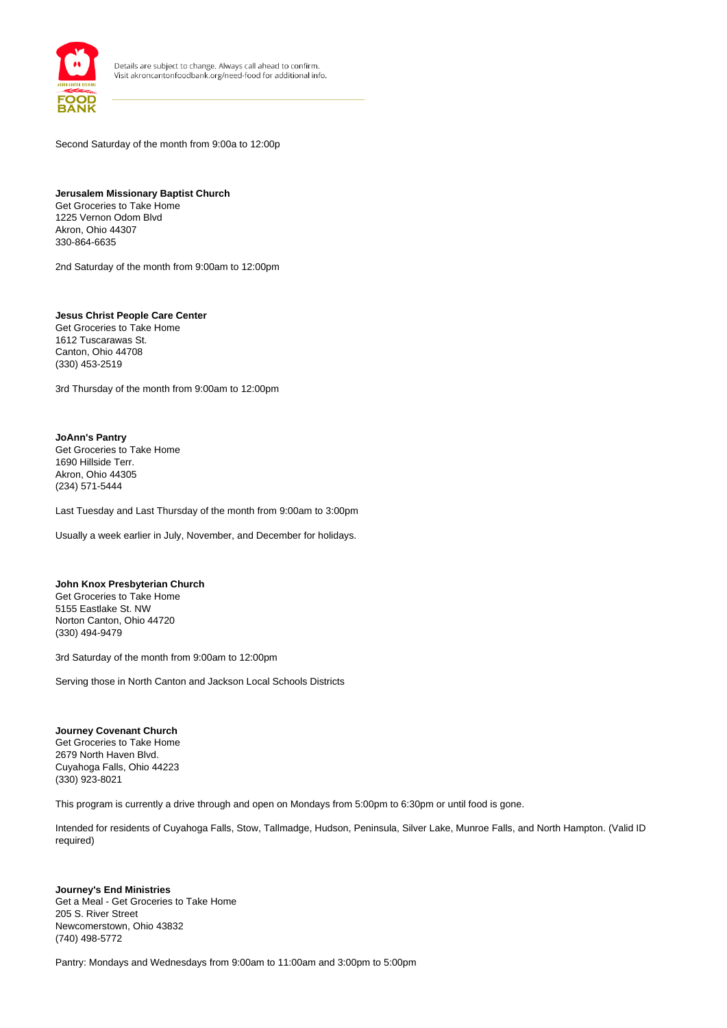Second Saturday of the month from 9:00a to 12:00p

**Jerusalem Missionary Baptist Church**
Get Groceries to Take Home
1225 Vernon Odom Blvd
Akron, Ohio 44307
330-864-6635

2nd Saturday of the month from 9:00am to 12:00pm

**Jesus Christ People Care Center**
Get Groceries to Take Home
1612 Tuscarawas St.
Canton, Ohio 44708
(330) 453-2519

3rd Thursday of the month from 9:00am to 12:00pm

**JoAnn's Pantry**
Get Groceries to Take Home
1690 Hillside Terr.
Akron, Ohio 44305
(234) 571-5444

Last Tuesday and Last Thursday of the month from 9:00am to 3:00pm

Usually a week earlier in July, November, and December for holidays.

**John Knox Presbyterian Church**
Get Groceries to Take Home
5155 Eastlake St. NW
Norton Canton, Ohio 44720
(330) 494-9479

3rd Saturday of the month from 9:00am to 12:00pm

Serving those in North Canton and Jackson Local Schools Districts

**Journey Covenant Church**
Get Groceries to Take Home
2679 North Haven Blvd.
Cuyahoga Falls, Ohio 44223
(330) 923-8021

This program is currently a drive through and open on Mondays from 5:00pm to 6:30pm or until food is gone.

Intended for residents of Cuyahoga Falls, Stow, Tallmadge, Hudson, Peninsula, Silver Lake, Munroe Falls, and North Hampton. (Valid ID required)

**Journey's End Ministries**
Get a Meal - Get Groceries to Take Home
205 S. River Street
Newcomerstown, Ohio 43832
(740) 498-5772

Pantry: Mondays and Wednesdays from 9:00am to 11:00am and 3:00pm to 5:00pm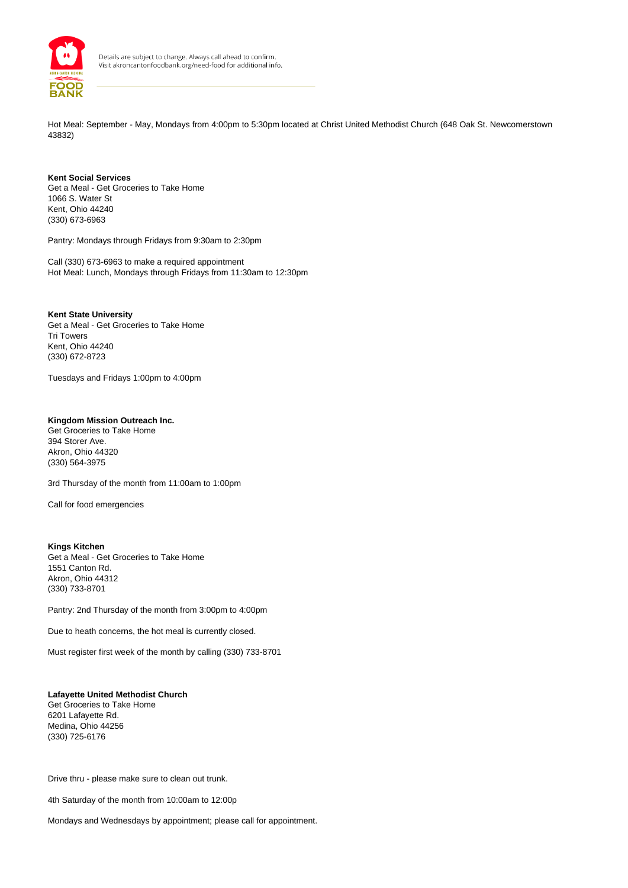Hot Meal: September - May, Mondays from 4:00pm to 5:30pm located at Christ United Methodist Church (648 Oak St. Newcomerstown 43832)

**Kent Social Services**
Get a Meal - Get Groceries to Take Home
1066 S. Water St
Kent, Ohio 44240
(330) 673-6963

Pantry: Mondays through Fridays from 9:30am to 2:30pm

Call (330) 673-6963 to make a required appointment
Hot Meal: Lunch, Mondays through Fridays from 11:30am to 12:30pm

**Kent State University**
Get a Meal - Get Groceries to Take Home
Tri Towers
Kent, Ohio 44240
(330) 672-8723

Tuesdays and Fridays 1:00pm to 4:00pm

**Kingdom Mission Outreach Inc.**
Get Groceries to Take Home
394 Storer Ave.
Akron, Ohio 44320
(330) 564-3975

3rd Thursday of the month from 11:00am to 1:00pm

Call for food emergencies

**Kings Kitchen**
Get a Meal - Get Groceries to Take Home
1551 Canton Rd.
Akron, Ohio 44312
(330) 733-8701

Pantry: 2nd Thursday of the month from 3:00pm to 4:00pm

Due to heath concerns, the hot meal is currently closed.

Must register first week of the month by calling (330) 733-8701

**Lafayette United Methodist Church**
Get Groceries to Take Home
6201 Lafayette Rd.
Medina, Ohio 44256
(330) 725-6176

Drive thru - please make sure to clean out trunk.

4th Saturday of the month from 10:00am to 12:00p

Mondays and Wednesdays by appointment; please call for appointment.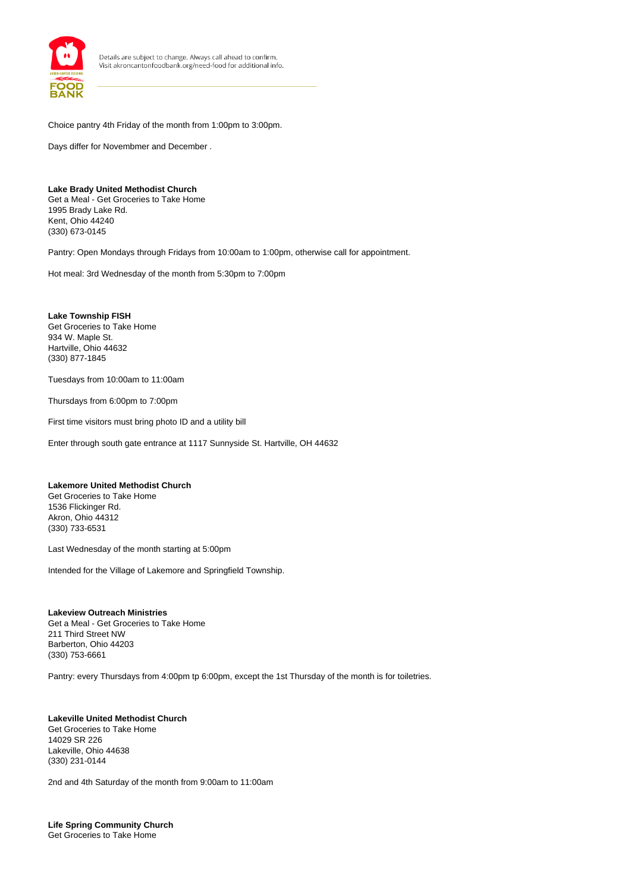Choice pantry 4th Friday of the month from 1:00pm to 3:00pm.

Days differ for Novembmer and December .

**Lake Brady United Methodist Church**
Get a Meal - Get Groceries to Take Home
1995 Brady Lake Rd.
Kent, Ohio 44240
(330) 673-0145

Pantry: Open Mondays through Fridays from 10:00am to 1:00pm, otherwise call for appointment.

Hot meal: 3rd Wednesday of the month from 5:30pm to 7:00pm

**Lake Township FISH**
Get Groceries to Take Home
934 W. Maple St.
Hartville, Ohio 44632
(330) 877-1845

Tuesdays from 10:00am to 11:00am

Thursdays from 6:00pm to 7:00pm

First time visitors must bring photo ID and a utility bill

Enter through south gate entrance at 1117 Sunnyside St. Hartville, OH 44632

**Lakemore United Methodist Church**
Get Groceries to Take Home
1536 Flickinger Rd.
Akron, Ohio 44312
(330) 733-6531

Last Wednesday of the month starting at 5:00pm

Intended for the Village of Lakemore and Springfield Township.

**Lakeview Outreach Ministries**
Get a Meal - Get Groceries to Take Home
211 Third Street NW
Barberton, Ohio 44203
(330) 753-6661

Pantry: every Thursdays from 4:00pm tp 6:00pm, except the 1st Thursday of the month is for toiletries.

**Lakeville United Methodist Church**
Get Groceries to Take Home
14029 SR 226
Lakeville, Ohio 44638
(330) 231-0144

2nd and 4th Saturday of the month from 9:00am to 11:00am

**Life Spring Community Church**
Get Groceries to Take Home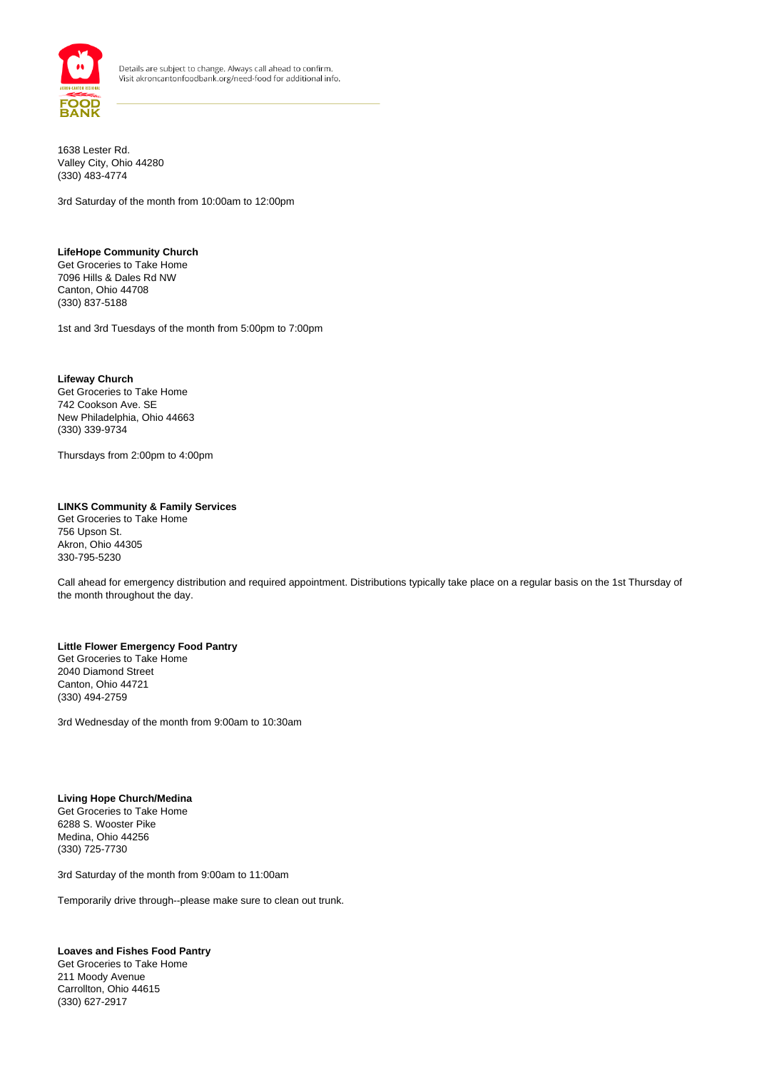1638 Lester Rd.
Valley City, Ohio 44280
(330) 483-4774

3rd Saturday of the month from 10:00am to 12:00pm

**LifeHope Community Church**
Get Groceries to Take Home
7096 Hills & Dales Rd NW
Canton, Ohio 44708
(330) 837-5188

1st and 3rd Tuesdays of the month from 5:00pm to 7:00pm

**Lifeway Church**
Get Groceries to Take Home
742 Cookson Ave. SE
New Philadelphia, Ohio 44663
(330) 339-9734

Thursdays from 2:00pm to 4:00pm

**LINKS Community & Family Services**
Get Groceries to Take Home
756 Upson St.
Akron, Ohio 44305
330-795-5230

Call ahead for emergency distribution and required appointment. Distributions typically take place on a regular basis on the 1st Thursday of the month throughout the day.

**Little Flower Emergency Food Pantry**
Get Groceries to Take Home
2040 Diamond Street
Canton, Ohio 44721
(330) 494-2759

3rd Wednesday of the month from 9:00am to 10:30am

**Living Hope Church/Medina**
Get Groceries to Take Home
6288 S. Wooster Pike
Medina, Ohio 44256
(330) 725-7730

3rd Saturday of the month from 9:00am to 11:00am

Temporarily drive through--please make sure to clean out trunk.

**Loaves and Fishes Food Pantry**
Get Groceries to Take Home
211 Moody Avenue
Carrollton, Ohio 44615
(330) 627-2917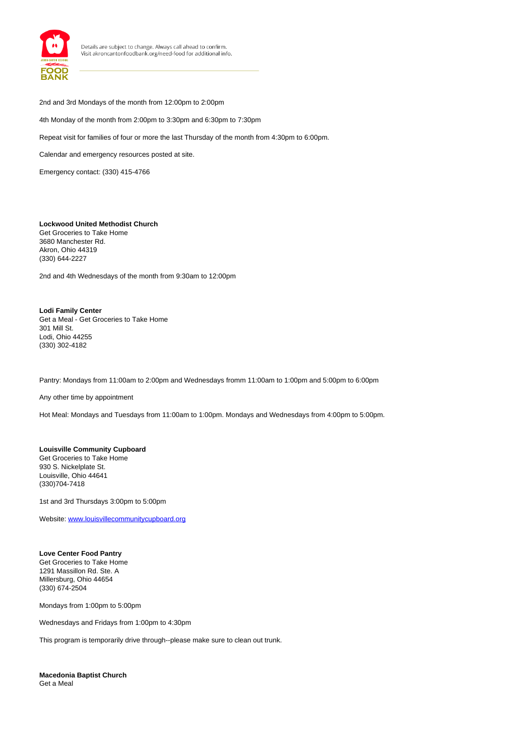2nd and 3rd Mondays of the month from 12:00pm to 2:00pm

4th Monday of the month from 2:00pm to 3:30pm and 6:30pm to 7:30pm

Repeat visit for families of four or more the last Thursday of the month from 4:30pm to 6:00pm.

Calendar and emergency resources posted at site.

Emergency contact: (330) 415-4766

**Lockwood United Methodist Church**
Get Groceries to Take Home
3680 Manchester Rd.
Akron, Ohio 44319
(330) 644-2227

2nd and 4th Wednesdays of the month from 9:30am to 12:00pm

**Lodi Family Center**
Get a Meal - Get Groceries to Take Home
301 Mill St.
Lodi, Ohio 44255
(330) 302-4182

Pantry: Mondays from 11:00am to 2:00pm and Wednesdays fromm 11:00am to 1:00pm and 5:00pm to 6:00pm

Any other time by appointment

Hot Meal: Mondays and Tuesdays from 11:00am to 1:00pm. Mondays and Wednesdays from 4:00pm to 5:00pm.

**Louisville Community Cupboard**
Get Groceries to Take Home
930 S. Nickelplate St.
Louisville, Ohio 44641
(330)704-7418

1st and 3rd Thursdays 3:00pm to 5:00pm

Website: [www.louisvillecommunitycupboard.org](http://www.louisvillecommunitycupboard.org)

**Love Center Food Pantry**
Get Groceries to Take Home
1291 Massillon Rd. Ste. A
Millersburg, Ohio 44654
(330) 674-2504

Mondays from 1:00pm to 5:00pm

Wednesdays and Fridays from 1:00pm to 4:30pm

This program is temporarily drive through--please make sure to clean out trunk.

**Macedonia Baptist Church**
Get a Meal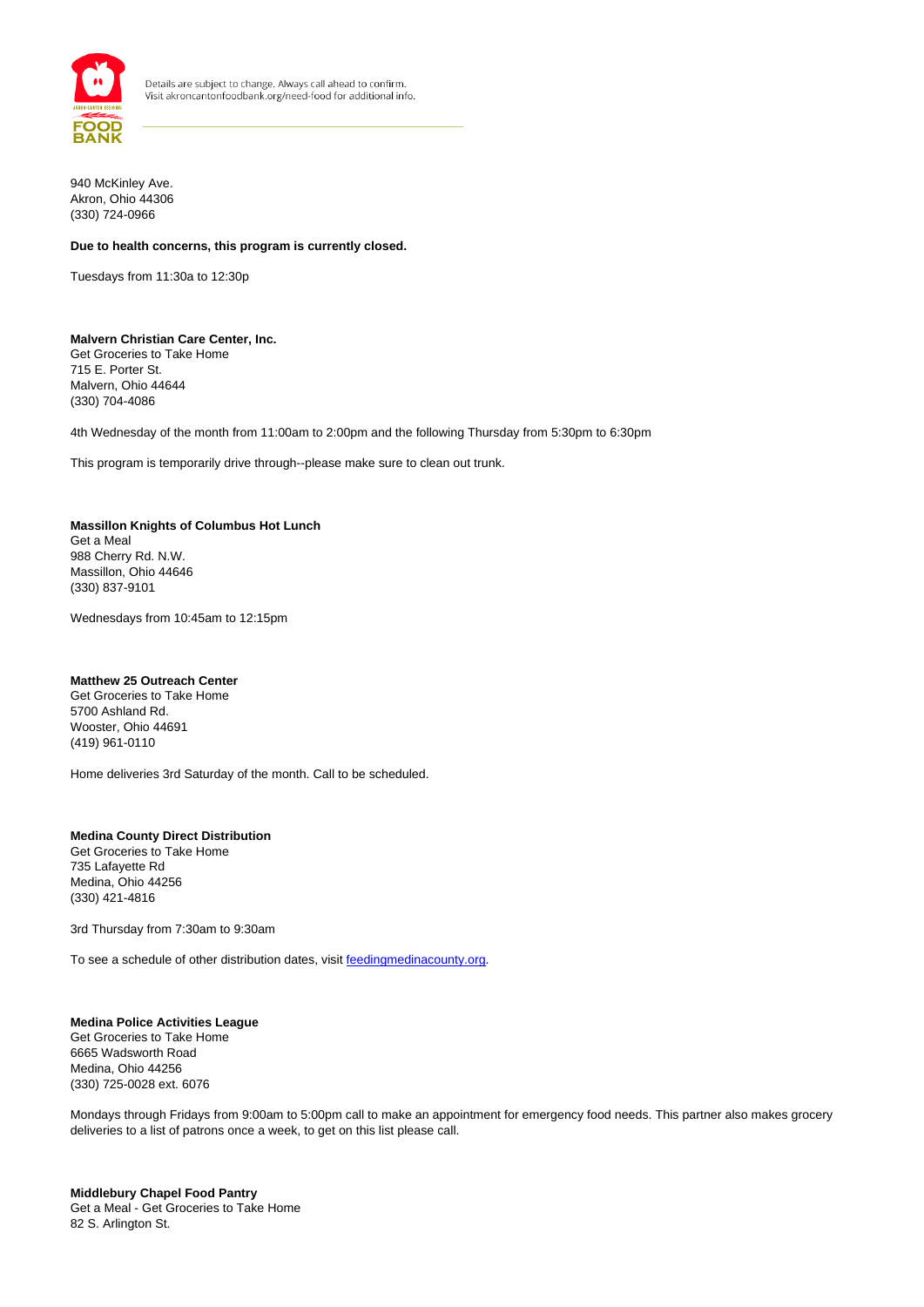940 McKinley Ave.
Akron, Ohio 44306
(330) 724-0966

**Due to health concerns, this program is currently closed.**

Tuesdays from 11:30a to 12:30p

**Malvern Christian Care Center, Inc.**
Get Groceries to Take Home
715 E. Porter St.
Malvern, Ohio 44644
(330) 704-4086

4th Wednesday of the month from 11:00am to 2:00pm and the following Thursday from 5:30pm to 6:30pm

This program is temporarily drive through--please make sure to clean out trunk.

**Massillon Knights of Columbus Hot Lunch**
Get a Meal
988 Cherry Rd. N.W.
Massillon, Ohio 44646
(330) 837-9101

Wednesdays from 10:45am to 12:15pm

**Matthew 25 Outreach Center**
Get Groceries to Take Home
5700 Ashland Rd.
Wooster, Ohio 44691
(419) 961-0110

Home deliveries 3rd Saturday of the month. Call to be scheduled.

**Medina County Direct Distribution**
Get Groceries to Take Home
735 Lafayette Rd
Medina, Ohio 44256
(330) 421-4816

3rd Thursday from 7:30am to 9:30am

To see a schedule of other distribution dates, visit [feedingmedinacounty.org](feedingmedinacounty.org).

**Medina Police Activities League**
Get Groceries to Take Home
6665 Wadsworth Road
Medina, Ohio 44256
(330) 725-0028 ext. 6076

Mondays through Fridays from 9:00am to 5:00pm call to make an appointment for emergency food needs. This partner also makes grocery deliveries to a list of patrons once a week, to get on this list please call.

**Middlebury Chapel Food Pantry**
Get a Meal - Get Groceries to Take Home
82 S. Arlington St.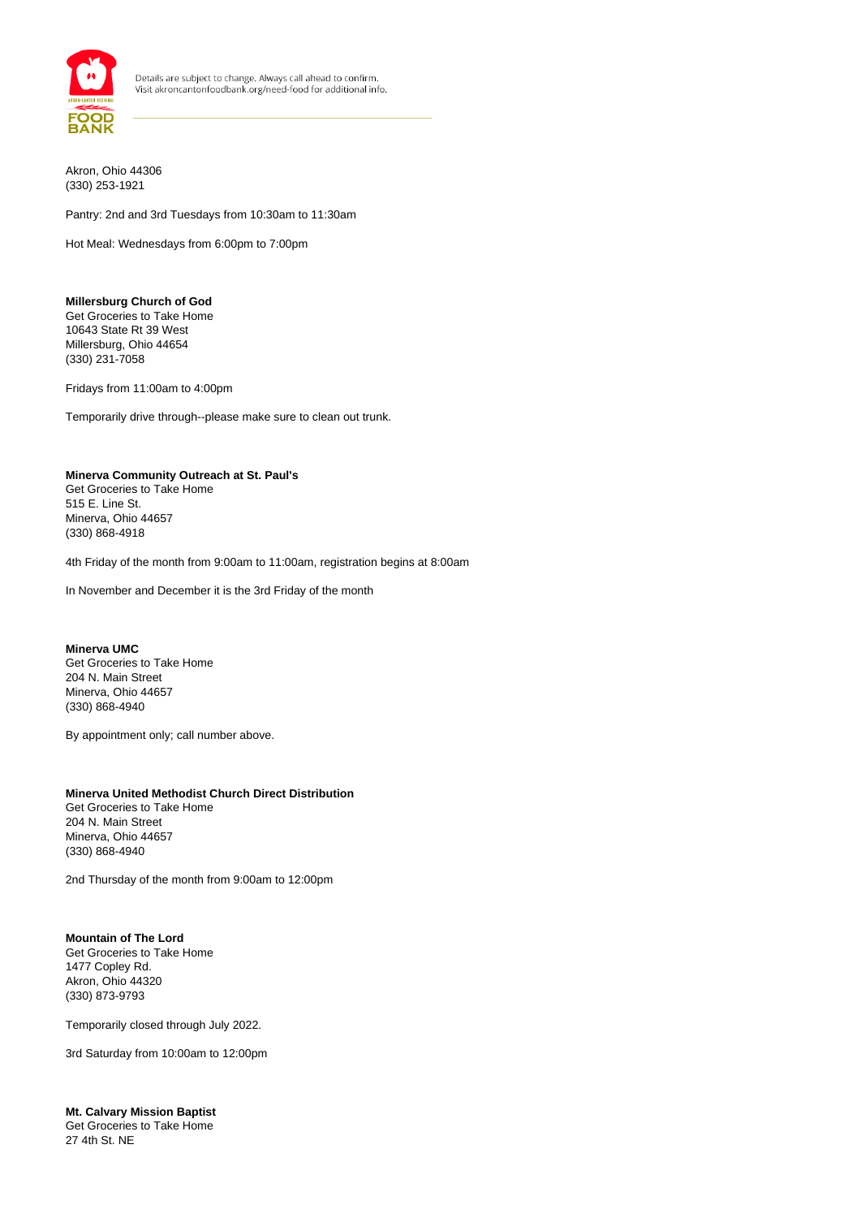Akron, Ohio 44306
(330) 253-1921

Pantry: 2nd and 3rd Tuesdays from 10:30am to 11:30am

Hot Meal: Wednesdays from 6:00pm to 7:00pm

**Millersburg Church of God**
Get Groceries to Take Home
10643 State Rt 39 West
Millersburg, Ohio 44654
(330) 231-7058

Fridays from 11:00am to 4:00pm

Temporarily drive through--please make sure to clean out trunk.

**Minerva Community Outreach at St. Paul's**
Get Groceries to Take Home
515 E. Line St.
Minerva, Ohio 44657
(330) 868-4918

4th Friday of the month from 9:00am to 11:00am, registration begins at 8:00am

In November and December it is the 3rd Friday of the month

**Minerva UMC**
Get Groceries to Take Home
204 N. Main Street
Minerva, Ohio 44657
(330) 868-4940

By appointment only; call number above.

**Minerva United Methodist Church Direct Distribution**
Get Groceries to Take Home
204 N. Main Street
Minerva, Ohio 44657
(330) 868-4940

2nd Thursday of the month from 9:00am to 12:00pm

**Mountain of The Lord**
Get Groceries to Take Home
1477 Copley Rd.
Akron, Ohio 44320
(330) 873-9793

Temporarily closed through July 2022.

3rd Saturday from 10:00am to 12:00pm

**Mt. Calvary Mission Baptist**
Get Groceries to Take Home
27 4th St. NE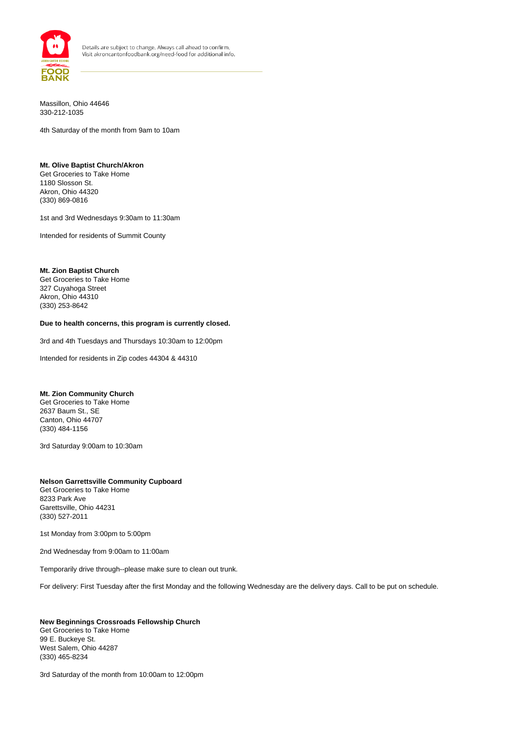Massillon, Ohio 44646
330-212-1035

4th Saturday of the month from 9am to 10am

**Mt. Olive Baptist Church/Akron**
Get Groceries to Take Home
1180 Slosson St.
Akron, Ohio 44320
(330) 869-0816

1st and 3rd Wednesdays 9:30am to 11:30am

Intended for residents of Summit County

**Mt. Zion Baptist Church**
Get Groceries to Take Home
327 Cuyahoga Street
Akron, Ohio 44310
(330) 253-8642

**Due to health concerns, this program is currently closed.**

3rd and 4th Tuesdays and Thursdays 10:30am to 12:00pm

Intended for residents in Zip codes 44304 & 44310

**Mt. Zion Community Church**
Get Groceries to Take Home
2637 Baum St., SE
Canton, Ohio 44707
(330) 484-1156

3rd Saturday 9:00am to 10:30am

**Nelson Garrettsville Community Cupboard**
Get Groceries to Take Home
8233 Park Ave
Garettsville, Ohio 44231
(330) 527-2011

1st Monday from 3:00pm to 5:00pm

2nd Wednesday from 9:00am to 11:00am

Temporarily drive through--please make sure to clean out trunk.

For delivery: First Tuesday after the first Monday and the following Wednesday are the delivery days. Call to be put on schedule.

**New Beginnings Crossroads Fellowship Church**
Get Groceries to Take Home
99 E. Buckeye St.
West Salem, Ohio 44287
(330) 465-8234

3rd Saturday of the month from 10:00am to 12:00pm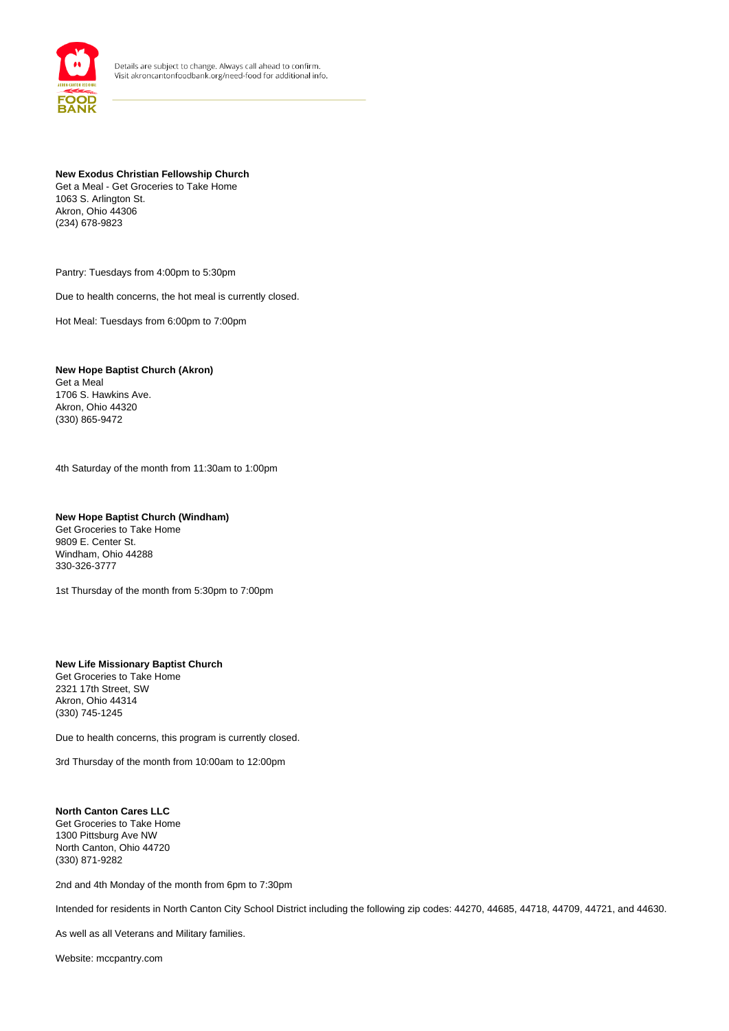**New Exodus Christian Fellowship Church**
Get a Meal - Get Groceries to Take Home
1063 S. Arlington St.
Akron, Ohio 44306
(234) 678-9823

Pantry: Tuesdays from 4:00pm to 5:30pm

Due to health concerns, the hot meal is currently closed.

Hot Meal: Tuesdays from 6:00pm to 7:00pm

**New Hope Baptist Church (Akron)**
Get a Meal
1706 S. Hawkins Ave.
Akron, Ohio 44320
(330) 865-9472

4th Saturday of the month from 11:30am to 1:00pm

**New Hope Baptist Church (Windham)**
Get Groceries to Take Home
9809 E. Center St.
Windham, Ohio 44288
330-326-3777

1st Thursday of the month from 5:30pm to 7:00pm

**New Life Missionary Baptist Church**
Get Groceries to Take Home
2321 17th Street, SW
Akron, Ohio 44314
(330) 745-1245

Due to health concerns, this program is currently closed.

3rd Thursday of the month from 10:00am to 12:00pm

**North Canton Cares LLC**
Get Groceries to Take Home
1300 Pittsburg Ave NW
North Canton, Ohio 44720
(330) 871-9282

2nd and 4th Monday of the month from 6pm to 7:30pm

Intended for residents in North Canton City School District including the following zip codes: 44270, 44685, 44718, 44709, 44721, and 44630.

As well as all Veterans and Military families.

Website: mccpantry.com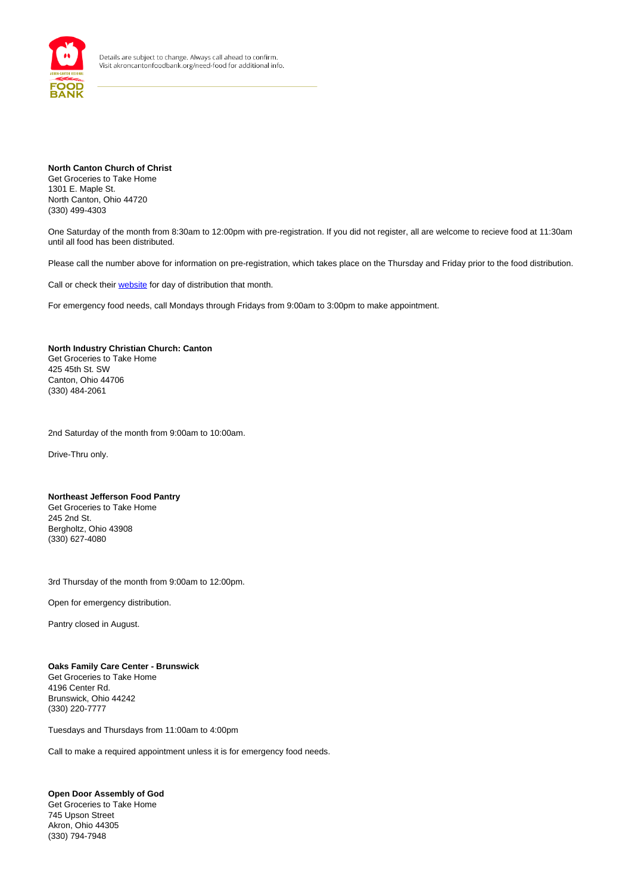**North Canton Church of Christ**
Get Groceries to Take Home
1301 E. Maple St.
North Canton, Ohio 44720
(330) 499-4303

One Saturday of the month from 8:30am to 12:00pm with pre-registration. If you did not register, all are welcome to recieve food at 11:30am until all food has been distributed.

Please call the number above for information on pre-registration, which takes place on the Thursday and Friday prior to the food distribution.

Call or check their website for day of distribution that month.

For emergency food needs, call Mondays through Fridays from 9:00am to 3:00pm to make appointment.

**North Industry Christian Church: Canton**
Get Groceries to Take Home
425 45th St. SW
Canton, Ohio 44706
(330) 484-2061

2nd Saturday of the month from 9:00am to 10:00am.

Drive-Thru only.

**Northeast Jefferson Food Pantry**
Get Groceries to Take Home
245 2nd St.
Bergholtz, Ohio 43908
(330) 627-4080

3rd Thursday of the month from 9:00am to 12:00pm.

Open for emergency distribution.

Pantry closed in August.

**Oaks Family Care Center - Brunswick**
Get Groceries to Take Home
4196 Center Rd.
Brunswick, Ohio 44242
(330) 220-7777

Tuesdays and Thursdays from 11:00am to 4:00pm

Call to make a required appointment unless it is for emergency food needs.

**Open Door Assembly of God**
Get Groceries to Take Home
745 Upson Street
Akron, Ohio 44305
(330) 794-7948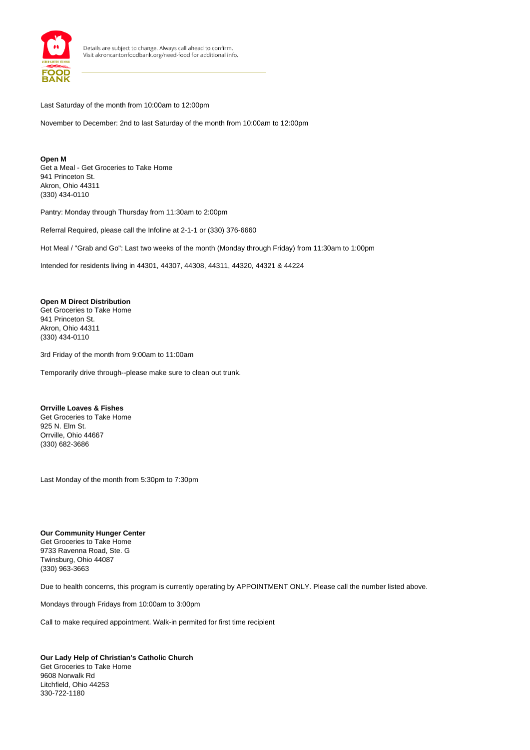Last Saturday of the month from 10:00am to 12:00pm

November to December: 2nd to last Saturday of the month from 10:00am to 12:00pm

**Open M**
Get a Meal - Get Groceries to Take Home
941 Princeton St.
Akron, Ohio 44311
(330) 434-0110

Pantry: Monday through Thursday from 11:30am to 2:00pm

Referral Required, please call the Infoline at 2-1-1 or (330) 376-6660

Hot Meal / "Grab and Go": Last two weeks of the month (Monday through Friday) from 11:30am to 1:00pm

Intended for residents living in 44301, 44307, 44308, 44311, 44320, 44321 & 44224

**Open M Direct Distribution**
Get Groceries to Take Home
941 Princeton St.
Akron, Ohio 44311
(330) 434-0110

3rd Friday of the month from 9:00am to 11:00am

Temporarily drive through--please make sure to clean out trunk.

**Orrville Loaves & Fishes**
Get Groceries to Take Home
925 N. Elm St.
Orrville, Ohio 44667
(330) 682-3686

Last Monday of the month from 5:30pm to 7:30pm

**Our Community Hunger Center**
Get Groceries to Take Home
9733 Ravenna Road, Ste. G
Twinsburg, Ohio 44087
(330) 963-3663

Due to health concerns, this program is currently operating by APPOINTMENT ONLY. Please call the number listed above.

Mondays through Fridays from 10:00am to 3:00pm

Call to make required appointment. Walk-in permited for first time recipient

**Our Lady Help of Christian's Catholic Church**
Get Groceries to Take Home
9608 Norwalk Rd
Litchfield, Ohio 44253
330-722-1180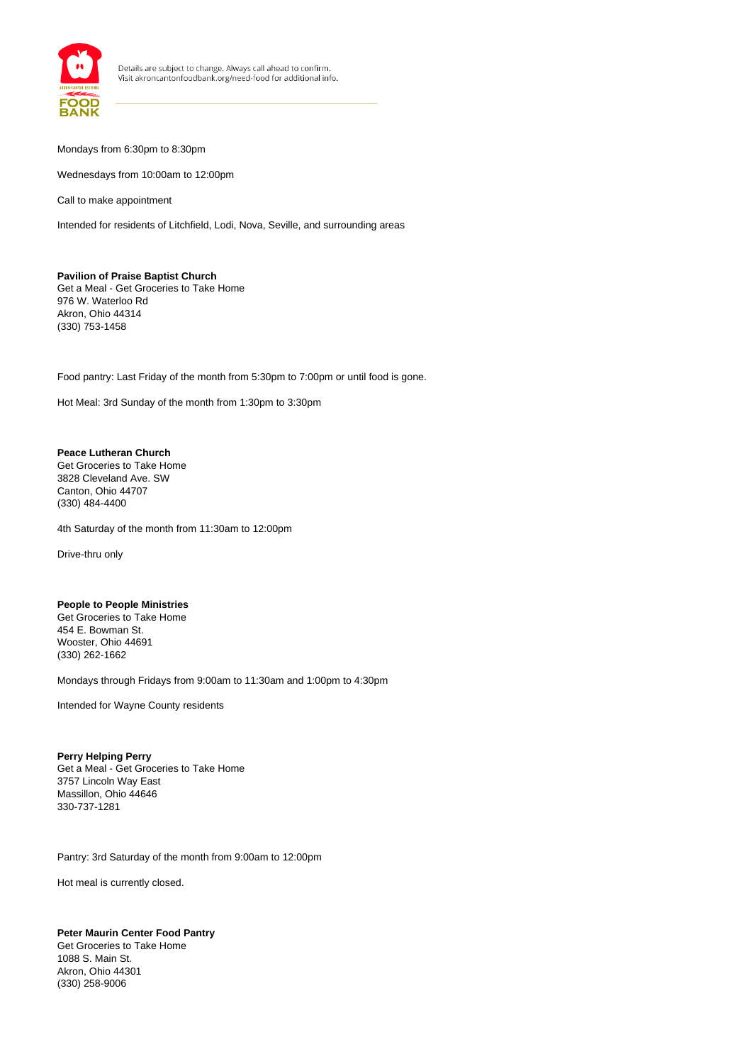Mondays from 6:30pm to 8:30pm

Wednesdays from 10:00am to 12:00pm

Call to make appointment

Intended for residents of Litchfield, Lodi, Nova, Seville, and surrounding areas

**Pavilion of Praise Baptist Church**
Get a Meal - Get Groceries to Take Home
976 W. Waterloo Rd
Akron, Ohio 44314
(330) 753-1458

Food pantry: Last Friday of the month from 5:30pm to 7:00pm or until food is gone.

Hot Meal: 3rd Sunday of the month from 1:30pm to 3:30pm

**Peace Lutheran Church**
Get Groceries to Take Home
3828 Cleveland Ave. SW
Canton, Ohio 44707
(330) 484-4400

4th Saturday of the month from 11:30am to 12:00pm

Drive-thru only

**People to People Ministries**
Get Groceries to Take Home
454 E. Bowman St.
Wooster, Ohio 44691
(330) 262-1662

Mondays through Fridays from 9:00am to 11:30am and 1:00pm to 4:30pm

Intended for Wayne County residents

**Perry Helping Perry**
Get a Meal - Get Groceries to Take Home
3757 Lincoln Way East
Massillon, Ohio 44646
330-737-1281

Pantry: 3rd Saturday of the month from 9:00am to 12:00pm

Hot meal is currently closed.

**Peter Maurin Center Food Pantry**
Get Groceries to Take Home
1088 S. Main St.
Akron, Ohio 44301
(330) 258-9006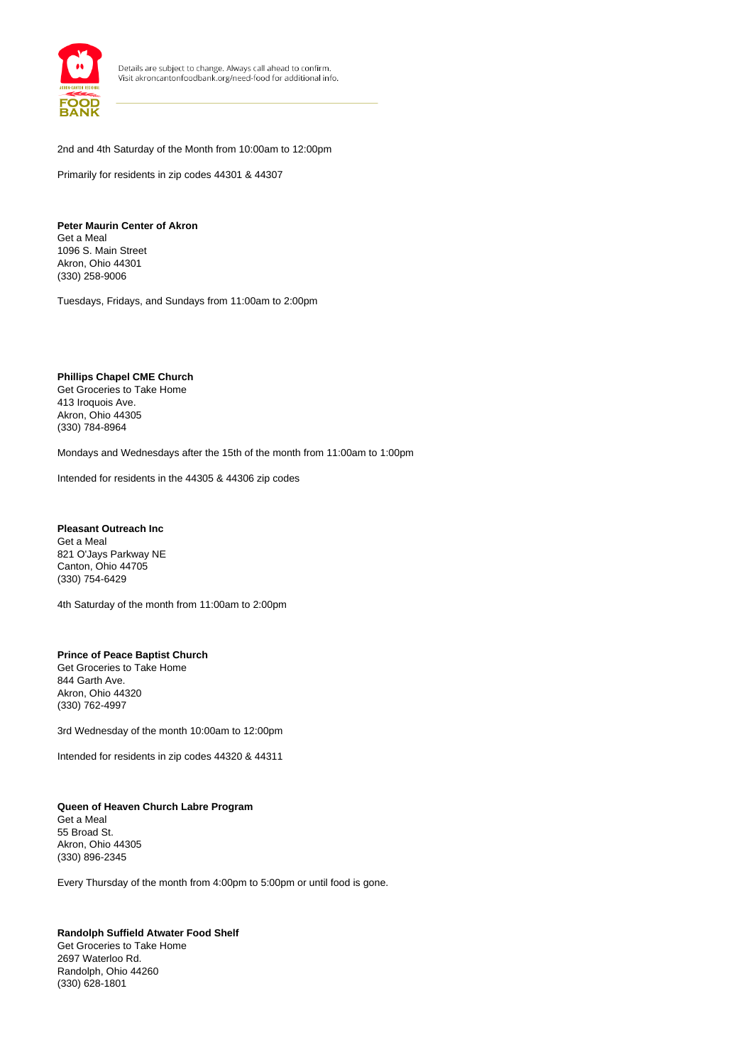2nd and 4th Saturday of the Month from 10:00am to 12:00pm

Primarily for residents in zip codes 44301 & 44307

**Peter Maurin Center of Akron**
Get a Meal
1096 S. Main Street
Akron, Ohio 44301
(330) 258-9006

Tuesdays, Fridays, and Sundays from 11:00am to 2:00pm

**Phillips Chapel CME Church**
Get Groceries to Take Home
413 Iroquois Ave.
Akron, Ohio 44305
(330) 784-8964

Mondays and Wednesdays after the 15th of the month from 11:00am to 1:00pm

Intended for residents in the 44305 & 44306 zip codes

**Pleasant Outreach Inc**
Get a Meal
821 O'Jays Parkway NE
Canton, Ohio 44705
(330) 754-6429

4th Saturday of the month from 11:00am to 2:00pm

**Prince of Peace Baptist Church**
Get Groceries to Take Home
844 Garth Ave.
Akron, Ohio 44320
(330) 762-4997

3rd Wednesday of the month 10:00am to 12:00pm

Intended for residents in zip codes 44320 & 44311

**Queen of Heaven Church Labre Program**
Get a Meal
55 Broad St.
Akron, Ohio 44305
(330) 896-2345

Every Thursday of the month from 4:00pm to 5:00pm or until food is gone.

**Randolph Suffield Atwater Food Shelf**
Get Groceries to Take Home
2697 Waterloo Rd.
Randolph, Ohio 44260
(330) 628-1801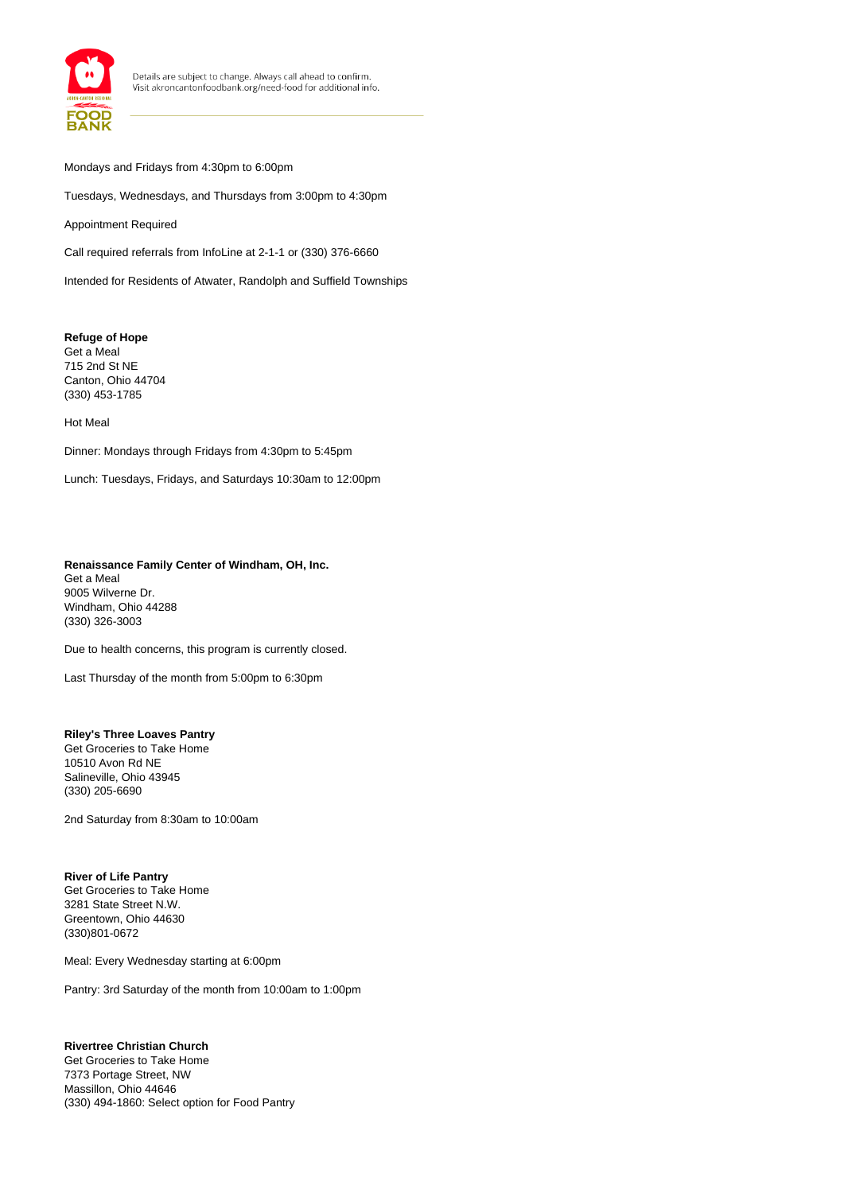Mondays and Fridays from 4:30pm to 6:00pm

Tuesdays, Wednesdays, and Thursdays from 3:00pm to 4:30pm

Appointment Required

Call required referrals from InfoLine at 2-1-1 or (330) 376-6660

Intended for Residents of Atwater, Randolph and Suffield Townships

**Refuge of Hope**
Get a Meal
715 2nd St NE
Canton, Ohio 44704
(330) 453-1785

Hot Meal

Dinner: Mondays through Fridays from 4:30pm to 5:45pm

Lunch: Tuesdays, Fridays, and Saturdays 10:30am to 12:00pm

**Renaissance Family Center of Windham, OH, Inc.**
Get a Meal
9005 Wilverne Dr.
Windham, Ohio 44288
(330) 326-3003

Due to health concerns, this program is currently closed.

Last Thursday of the month from 5:00pm to 6:30pm

**Riley's Three Loaves Pantry**
Get Groceries to Take Home
10510 Avon Rd NE
Salineville, Ohio 43945
(330) 205-6690

2nd Saturday from 8:30am to 10:00am

**River of Life Pantry**
Get Groceries to Take Home
3281 State Street N.W.
Greentown, Ohio 44630
(330)801-0672

Meal: Every Wednesday starting at 6:00pm

Pantry: 3rd Saturday of the month from 10:00am to 1:00pm

**Rivertree Christian Church**
Get Groceries to Take Home
7373 Portage Street, NW
Massillon, Ohio 44646
(330) 494-1860: Select option for Food Pantry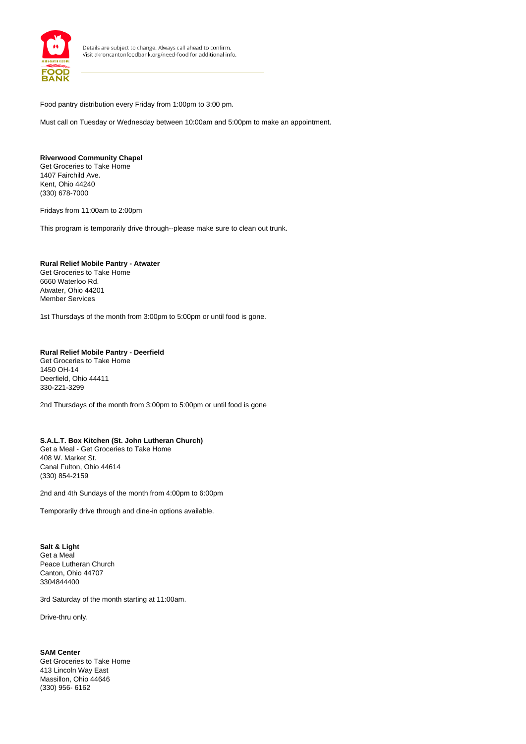Food pantry distribution every Friday from 1:00pm to 3:00 pm.

Must call on Tuesday or Wednesday between 10:00am and 5:00pm to make an appointment.

**Riverwood Community Chapel**
Get Groceries to Take Home
1407 Fairchild Ave.
Kent, Ohio 44240
(330) 678-7000

Fridays from 11:00am to 2:00pm

This program is temporarily drive through--please make sure to clean out trunk.

**Rural Relief Mobile Pantry - Atwater**
Get Groceries to Take Home
6660 Waterloo Rd.
Atwater, Ohio 44201
Member Services

1st Thursdays of the month from 3:00pm to 5:00pm or until food is gone.

**Rural Relief Mobile Pantry - Deerfield**
Get Groceries to Take Home
1450 OH-14
Deerfield, Ohio 44411
330-221-3299

2nd Thursdays of the month from 3:00pm to 5:00pm or until food is gone

**S.A.L.T. Box Kitchen (St. John Lutheran Church)**
Get a Meal - Get Groceries to Take Home
408 W. Market St.
Canal Fulton, Ohio 44614
(330) 854-2159

2nd and 4th Sundays of the month from 4:00pm to 6:00pm

Temporarily drive through and dine-in options available.

**Salt & Light**
Get a Meal
Peace Lutheran Church
Canton, Ohio 44707
3304844400

3rd Saturday of the month starting at 11:00am.

Drive-thru only.

**SAM Center**
Get Groceries to Take Home
413 Lincoln Way East
Massillon, Ohio 44646
(330) 956- 6162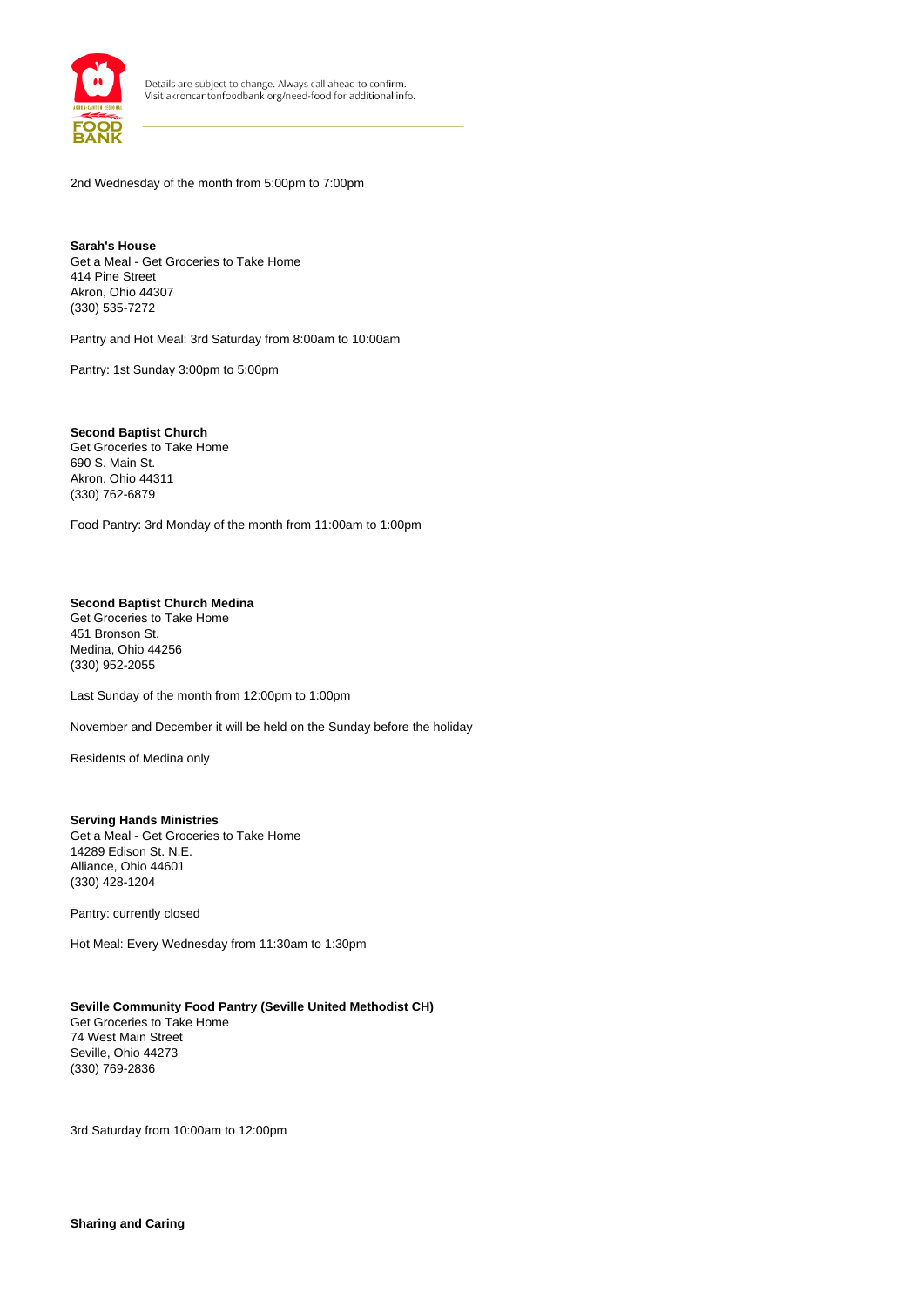2nd Wednesday of the month from 5:00pm to 7:00pm

**Sarah's House**
Get a Meal - Get Groceries to Take Home
414 Pine Street
Akron, Ohio 44307
(330) 535-7272

Pantry and Hot Meal: 3rd Saturday from 8:00am to 10:00am

Pantry: 1st Sunday 3:00pm to 5:00pm

**Second Baptist Church**
Get Groceries to Take Home
690 S. Main St.
Akron, Ohio 44311
(330) 762-6879

Food Pantry: 3rd Monday of the month from 11:00am to 1:00pm

**Second Baptist Church Medina**
Get Groceries to Take Home
451 Bronson St.
Medina, Ohio 44256
(330) 952-2055

Last Sunday of the month from 12:00pm to 1:00pm

November and December it will be held on the Sunday before the holiday

Residents of Medina only

**Serving Hands Ministries**
Get a Meal - Get Groceries to Take Home
14289 Edison St. N.E.
Alliance, Ohio 44601
(330) 428-1204

Pantry: currently closed

Hot Meal: Every Wednesday from 11:30am to 1:30pm

**Seville Community Food Pantry (Seville United Methodist CH)**
Get Groceries to Take Home
74 West Main Street
Seville, Ohio 44273
(330) 769-2836

3rd Saturday from 10:00am to 12:00pm

**Sharing and Caring**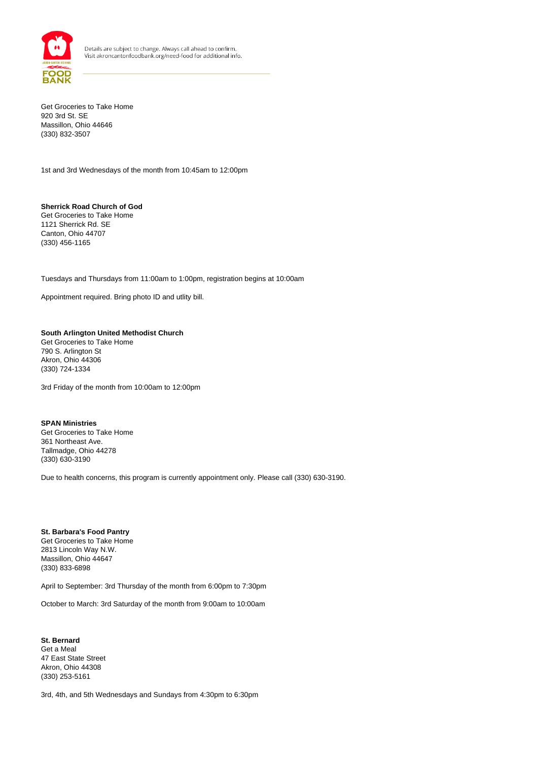Get Groceries to Take Home
920 3rd St. SE
Massillon, Ohio 44646
(330) 832-3507

1st and 3rd Wednesdays of the month from 10:45am to 12:00pm

**Sherrick Road Church of God**
Get Groceries to Take Home
1121 Sherrick Rd. SE
Canton, Ohio 44707
(330) 456-1165

Tuesdays and Thursdays from 11:00am to 1:00pm, registration begins at 10:00am

Appointment required. Bring photo ID and utlity bill.

**South Arlington United Methodist Church**
Get Groceries to Take Home
790 S. Arlington St
Akron, Ohio 44306
(330) 724-1334

3rd Friday of the month from 10:00am to 12:00pm

**SPAN Ministries**
Get Groceries to Take Home
361 Northeast Ave.
Tallmadge, Ohio 44278
(330) 630-3190

Due to health concerns, this program is currently appointment only. Please call (330) 630-3190.

**St. Barbara's Food Pantry**
Get Groceries to Take Home
2813 Lincoln Way N.W.
Massillon, Ohio 44647
(330) 833-6898

April to September: 3rd Thursday of the month from 6:00pm to 7:30pm

October to March: 3rd Saturday of the month from 9:00am to 10:00am

**St. Bernard**
Get a Meal
47 East State Street
Akron, Ohio 44308
(330) 253-5161

3rd, 4th, and 5th Wednesdays and Sundays from 4:30pm to 6:30pm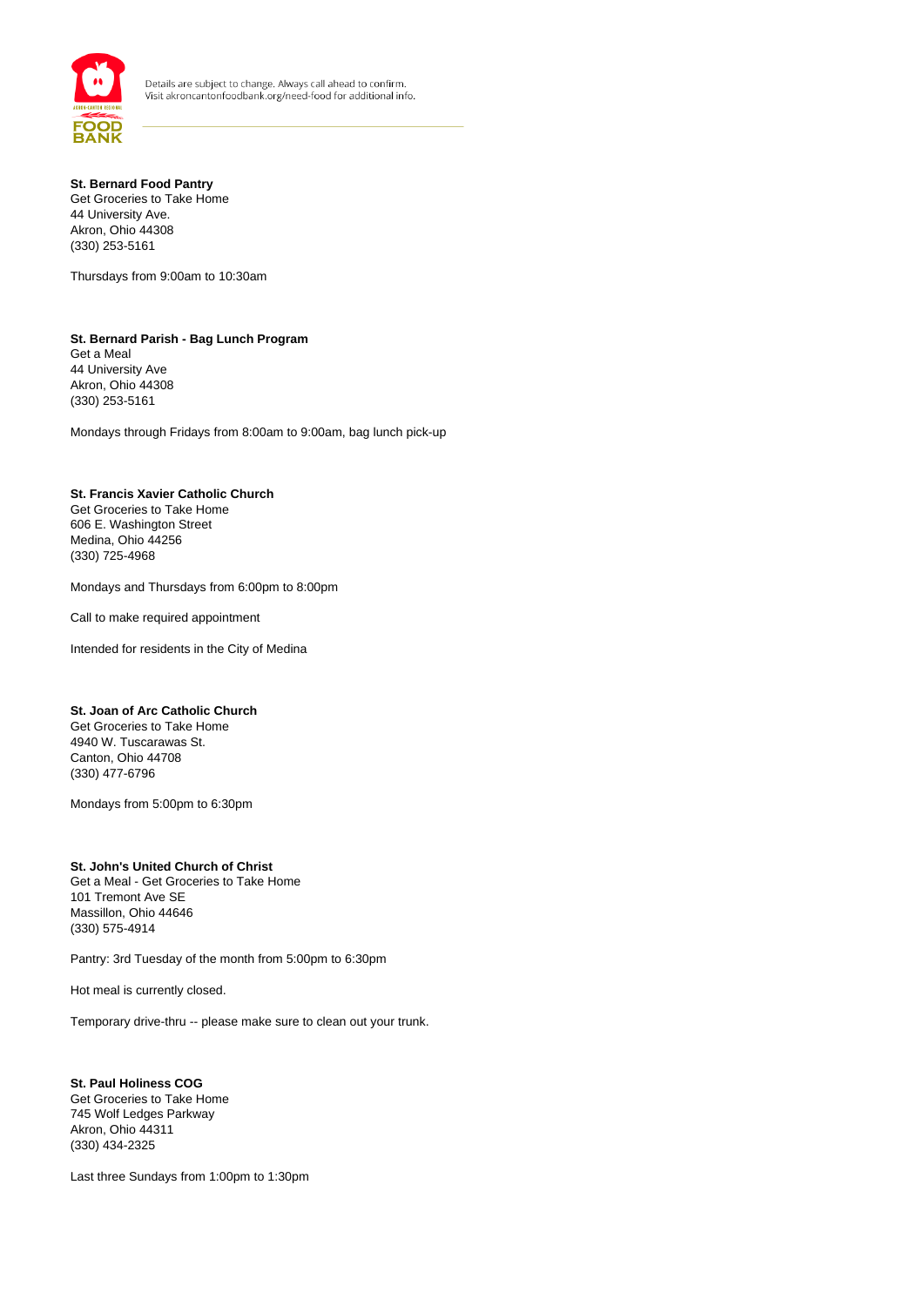Details are subject to change. Always call ahead to confirm.
Visit akroncantonfoodbank.org/need-food for additional info.

**St. Bernard Food Pantry**
Get Groceries to Take Home
44 University Ave.
Akron, Ohio 44308
(330) 253-5161

Thursdays from 9:00am to 10:30am

**St. Bernard Parish - Bag Lunch Program**
Get a Meal
44 University Ave
Akron, Ohio 44308
(330) 253-5161

Mondays through Fridays from 8:00am to 9:00am, bag lunch pick-up

**St. Francis Xavier Catholic Church**
Get Groceries to Take Home
606 E. Washington Street
Medina, Ohio 44256
(330) 725-4968

Mondays and Thursdays from 6:00pm to 8:00pm

Call to make required appointment

Intended for residents in the City of Medina

**St. Joan of Arc Catholic Church**
Get Groceries to Take Home
4940 W. Tuscarawas St.
Canton, Ohio 44708
(330) 477-6796

Mondays from 5:00pm to 6:30pm

**St. John's United Church of Christ**
Get a Meal - Get Groceries to Take Home
101 Tremont Ave SE
Massillon, Ohio 44646
(330) 575-4914

Pantry: 3rd Tuesday of the month from 5:00pm to 6:30pm

Hot meal is currently closed.

Temporary drive-thru -- please make sure to clean out your trunk.

**St. Paul Holiness COG**
Get Groceries to Take Home
745 Wolf Ledges Parkway
Akron, Ohio 44311
(330) 434-2325

Last three Sundays from 1:00pm to 1:30pm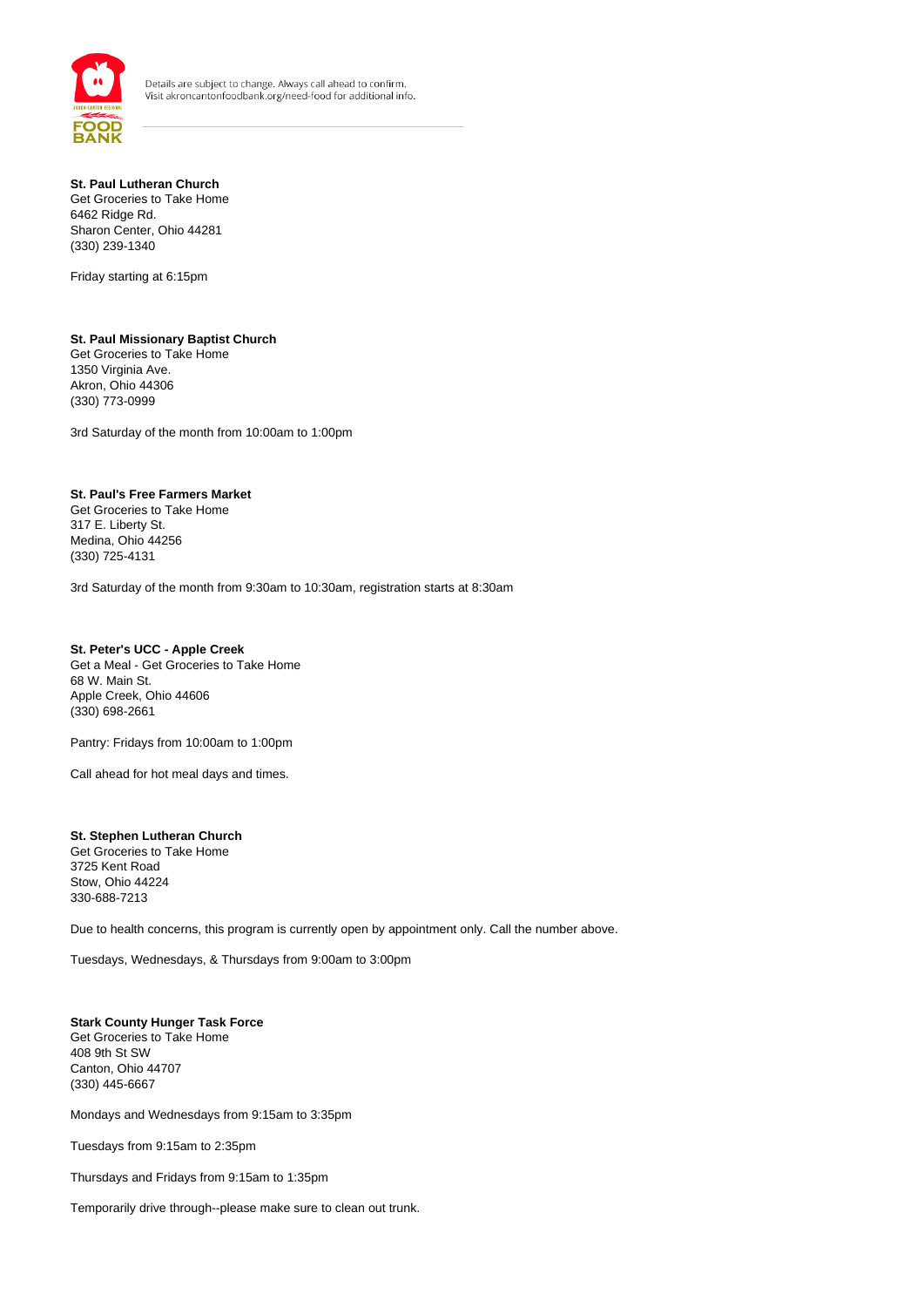Details are subject to change. Always call ahead to confirm.
Visit akroncantonfoodbank.org/need-food for additional info.

**St. Paul Lutheran Church**
Get Groceries to Take Home
6462 Ridge Rd.
Sharon Center, Ohio 44281
(330) 239-1340

Friday starting at 6:15pm

**St. Paul Missionary Baptist Church**
Get Groceries to Take Home
1350 Virginia Ave.
Akron, Ohio 44306
(330) 773-0999

3rd Saturday of the month from 10:00am to 1:00pm

**St. Paul's Free Farmers Market**
Get Groceries to Take Home
317 E. Liberty St.
Medina, Ohio 44256
(330) 725-4131

3rd Saturday of the month from 9:30am to 10:30am, registration starts at 8:30am

**St. Peter's UCC - Apple Creek**
Get a Meal - Get Groceries to Take Home
68 W. Main St.
Apple Creek, Ohio 44606
(330) 698-2661

Pantry: Fridays from 10:00am to 1:00pm

Call ahead for hot meal days and times.

**St. Stephen Lutheran Church**
Get Groceries to Take Home
3725 Kent Road
Stow, Ohio 44224
330-688-7213

Due to health concerns, this program is currently open by appointment only. Call the number above.

Tuesdays, Wednesdays, & Thursdays from 9:00am to 3:00pm

**Stark County Hunger Task Force**
Get Groceries to Take Home
408 9th St SW
Canton, Ohio 44707
(330) 445-6667

Mondays and Wednesdays from 9:15am to 3:35pm

Tuesdays from 9:15am to 2:35pm

Thursdays and Fridays from 9:15am to 1:35pm

Temporarily drive through--please make sure to clean out trunk.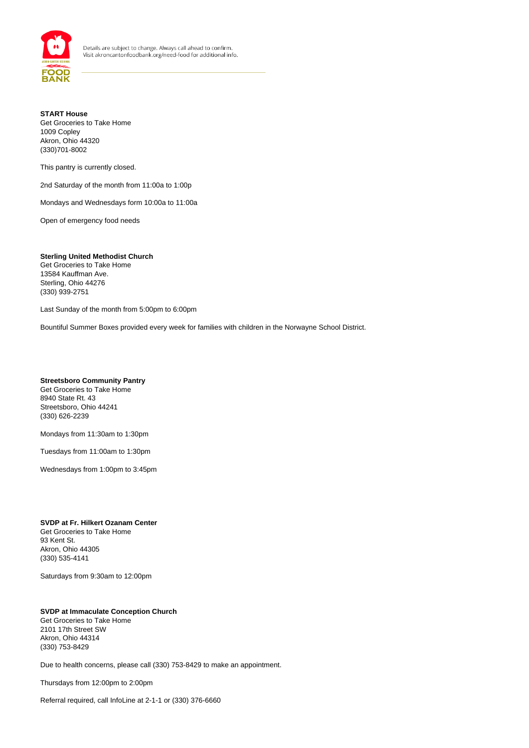Details are subject to change. Always call ahead to confirm.
Visit akroncantonfoodbank.org/need-food for additional info.

**START House**
Get Groceries to Take Home
1009 Copley
Akron, Ohio 44320
(330)701-8002

This pantry is currently closed.

2nd Saturday of the month from 11:00a to 1:00p

Mondays and Wednesdays form 10:00a to 11:00a

Open of emergency food needs

**Sterling United Methodist Church**
Get Groceries to Take Home
13584 Kauffman Ave.
Sterling, Ohio 44276
(330) 939-2751

Last Sunday of the month from 5:00pm to 6:00pm

Bountiful Summer Boxes provided every week for families with children in the Norwayne School District.

**Streetsboro Community Pantry**
Get Groceries to Take Home
8940 State Rt. 43
Streetsboro, Ohio 44241
(330) 626-2239

Mondays from 11:30am to 1:30pm

Tuesdays from 11:00am to 1:30pm

Wednesdays from 1:00pm to 3:45pm

**SVDP at Fr. Hilkert Ozanam Center**
Get Groceries to Take Home
93 Kent St.
Akron, Ohio 44305
(330) 535-4141

Saturdays from 9:30am to 12:00pm

**SVDP at Immaculate Conception Church**
Get Groceries to Take Home
2101 17th Street SW
Akron, Ohio 44314
(330) 753-8429

Due to health concerns, please call (330) 753-8429 to make an appointment.

Thursdays from 12:00pm to 2:00pm

Referral required, call InfoLine at 2-1-1 or (330) 376-6660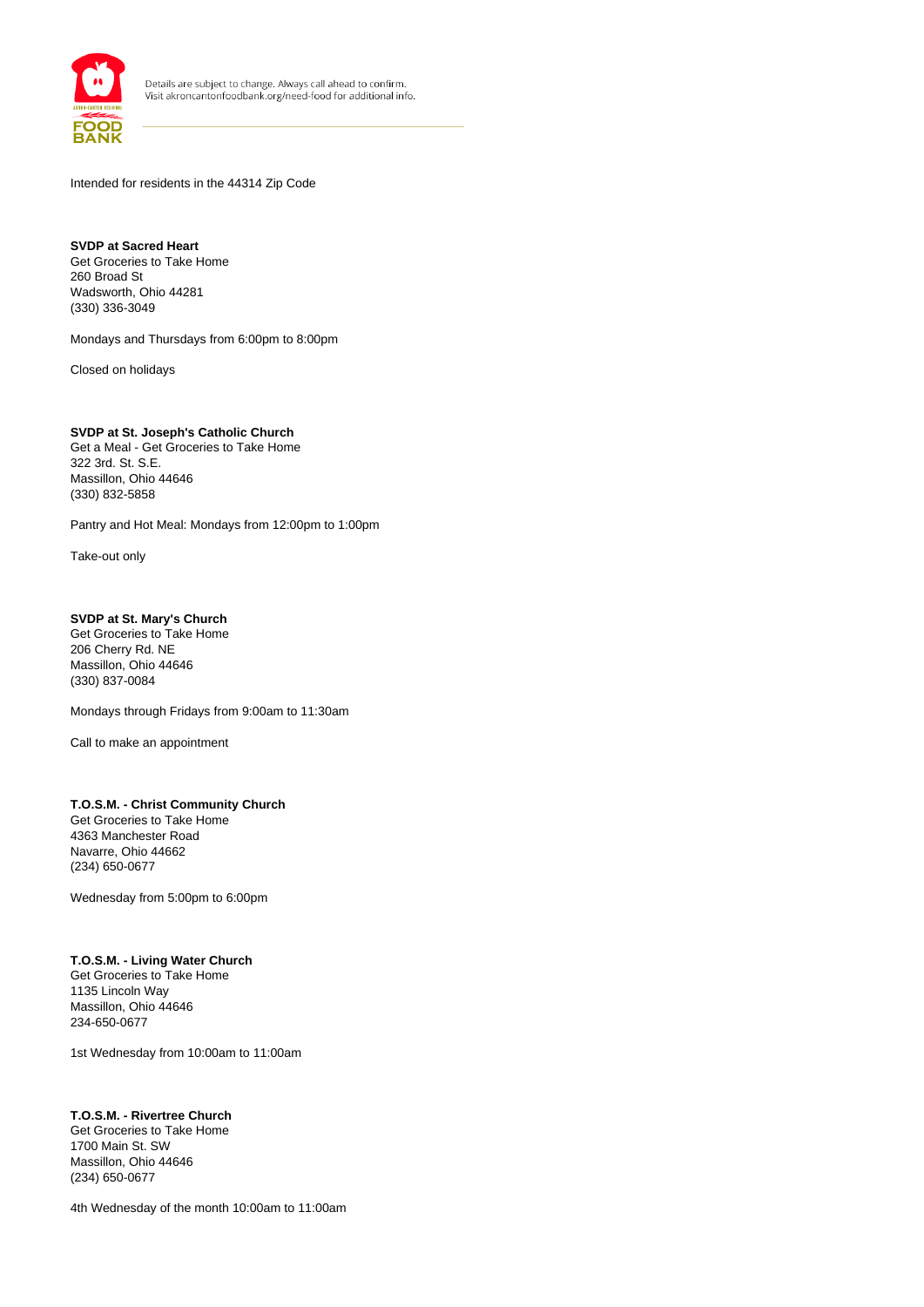Details are subject to change. Always call ahead to confirm.
Visit akroncantonfoodbank.org/need-food for additional info.

Intended for residents in the 44314 Zip Code

**SVDP at Sacred Heart**
Get Groceries to Take Home
260 Broad St
Wadsworth, Ohio 44281
(330) 336-3049

Mondays and Thursdays from 6:00pm to 8:00pm

Closed on holidays

**SVDP at St. Joseph's Catholic Church**
Get a Meal - Get Groceries to Take Home
322 3rd. St. S.E.
Massillon, Ohio 44646
(330) 832-5858

Pantry and Hot Meal: Mondays from 12:00pm to 1:00pm

Take-out only

**SVDP at St. Mary's Church**
Get Groceries to Take Home
206 Cherry Rd. NE
Massillon, Ohio 44646
(330) 837-0084

Mondays through Fridays from 9:00am to 11:30am

Call to make an appointment

**T.O.S.M. - Christ Community Church**
Get Groceries to Take Home
4363 Manchester Road
Navarre, Ohio 44662
(234) 650-0677

Wednesday from 5:00pm to 6:00pm

**T.O.S.M. - Living Water Church**
Get Groceries to Take Home
1135 Lincoln Way
Massillon, Ohio 44646
234-650-0677

1st Wednesday from 10:00am to 11:00am

**T.O.S.M. - Rivertree Church**
Get Groceries to Take Home
1700 Main St. SW
Massillon, Ohio 44646
(234) 650-0677

4th Wednesday of the month 10:00am to 11:00am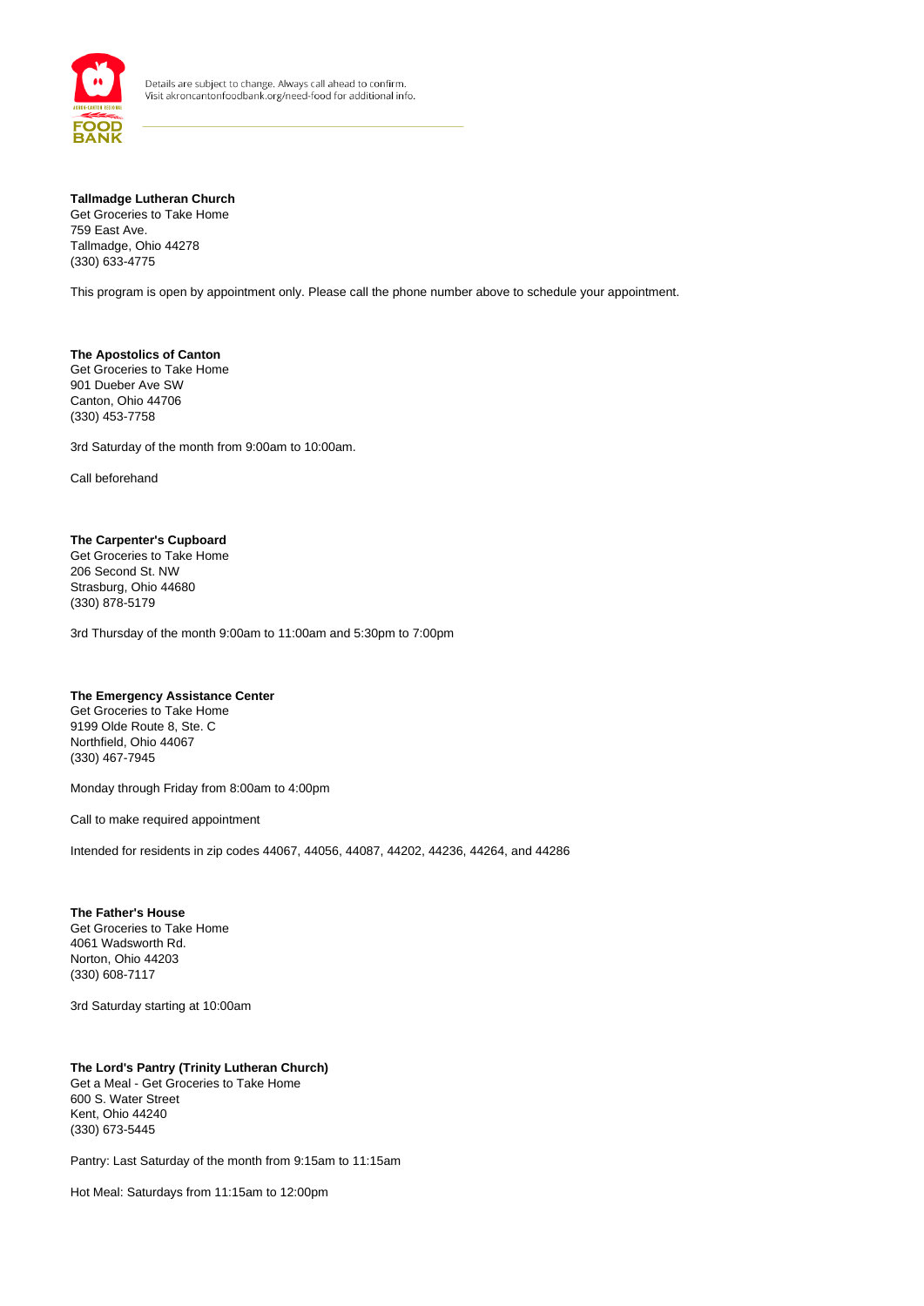**Tallmadge Lutheran Church**
Get Groceries to Take Home
759 East Ave.
Tallmadge, Ohio 44278
(330) 633-4775

This program is open by appointment only. Please call the phone number above to schedule your appointment.

**The Apostolics of Canton**
Get Groceries to Take Home
901 Dueber Ave SW
Canton, Ohio 44706
(330) 453-7758

3rd Saturday of the month from 9:00am to 10:00am.

Call beforehand

**The Carpenter's Cupboard**
Get Groceries to Take Home
206 Second St. NW
Strasburg, Ohio 44680
(330) 878-5179

3rd Thursday of the month 9:00am to 11:00am and 5:30pm to 7:00pm

**The Emergency Assistance Center**
Get Groceries to Take Home
9199 Olde Route 8, Ste. C
Northfield, Ohio 44067
(330) 467-7945

Monday through Friday from 8:00am to 4:00pm

Call to make required appointment

Intended for residents in zip codes 44067, 44056, 44087, 44202, 44236, 44264, and 44286

**The Father's House**
Get Groceries to Take Home
4061 Wadsworth Rd.
Norton, Ohio 44203
(330) 608-7117

3rd Saturday starting at 10:00am

**The Lord's Pantry (Trinity Lutheran Church)**
Get a Meal - Get Groceries to Take Home
600 S. Water Street
Kent, Ohio 44240
(330) 673-5445

Pantry: Last Saturday of the month from 9:15am to 11:15am

Hot Meal: Saturdays from 11:15am to 12:00pm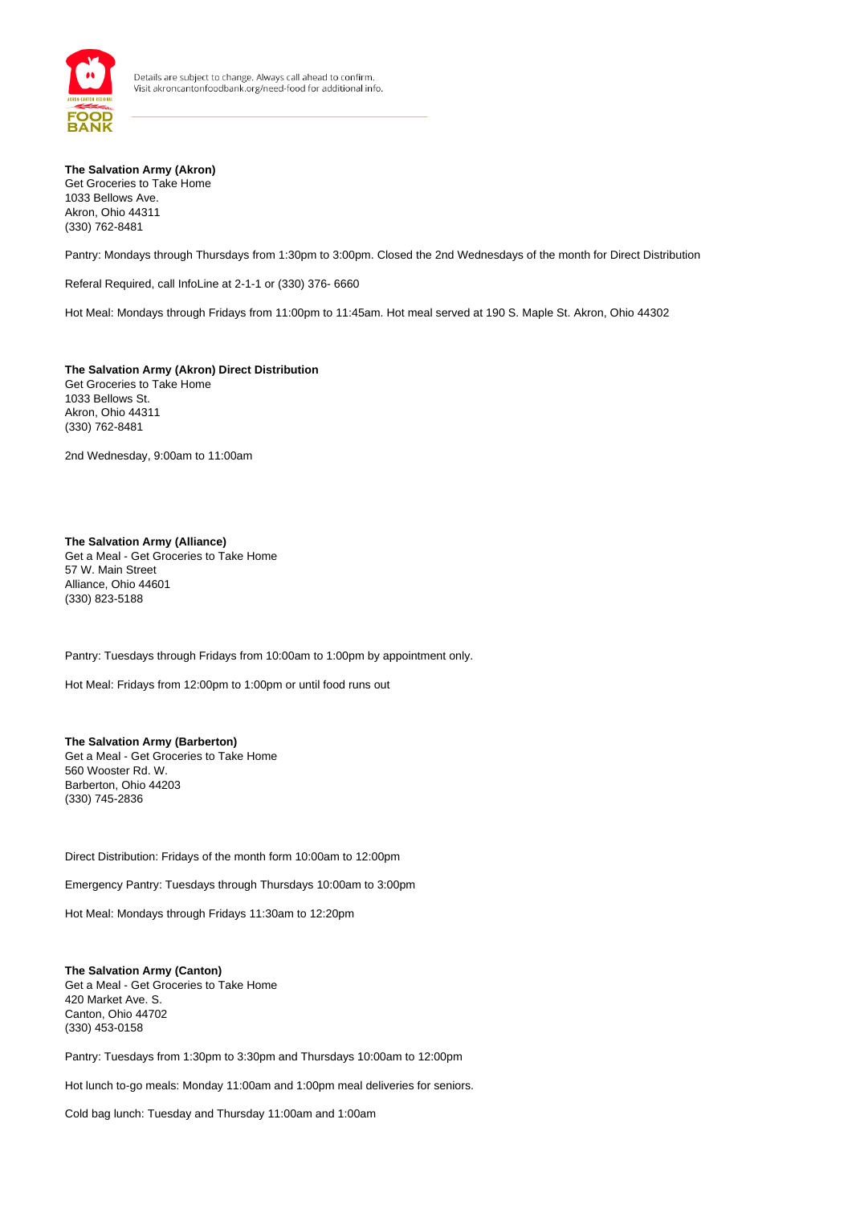**The Salvation Army (Akron)**
Get Groceries to Take Home
1033 Bellows Ave.
Akron, Ohio 44311
(330) 762-8481

Pantry: Mondays through Thursdays from 1:30pm to 3:00pm. Closed the 2nd Wednesdays of the month for Direct Distribution

Referal Required, call InfoLine at 2-1-1 or (330) 376- 6660

Hot Meal: Mondays through Fridays from 11:00pm to 11:45am. Hot meal served at 190 S. Maple St. Akron, Ohio 44302

**The Salvation Army (Akron) Direct Distribution**
Get Groceries to Take Home
1033 Bellows St.
Akron, Ohio 44311
(330) 762-8481

2nd Wednesday, 9:00am to 11:00am

**The Salvation Army (Alliance)**
Get a Meal - Get Groceries to Take Home
57 W. Main Street
Alliance, Ohio 44601
(330) 823-5188

Pantry: Tuesdays through Fridays from 10:00am to 1:00pm by appointment only.

Hot Meal: Fridays from 12:00pm to 1:00pm or until food runs out

**The Salvation Army (Barberton)**
Get a Meal - Get Groceries to Take Home
560 Wooster Rd. W.
Barberton, Ohio 44203
(330) 745-2836

Direct Distribution: Fridays of the month form 10:00am to 12:00pm

Emergency Pantry: Tuesdays through Thursdays 10:00am to 3:00pm

Hot Meal: Mondays through Fridays 11:30am to 12:20pm

**The Salvation Army (Canton)**
Get a Meal - Get Groceries to Take Home
420 Market Ave. S.
Canton, Ohio 44702
(330) 453-0158

Pantry: Tuesdays from 1:30pm to 3:30pm and Thursdays 10:00am to 12:00pm

Hot lunch to-go meals: Monday 11:00am and 1:00pm meal deliveries for seniors.

Cold bag lunch: Tuesday and Thursday 11:00am and 1:00am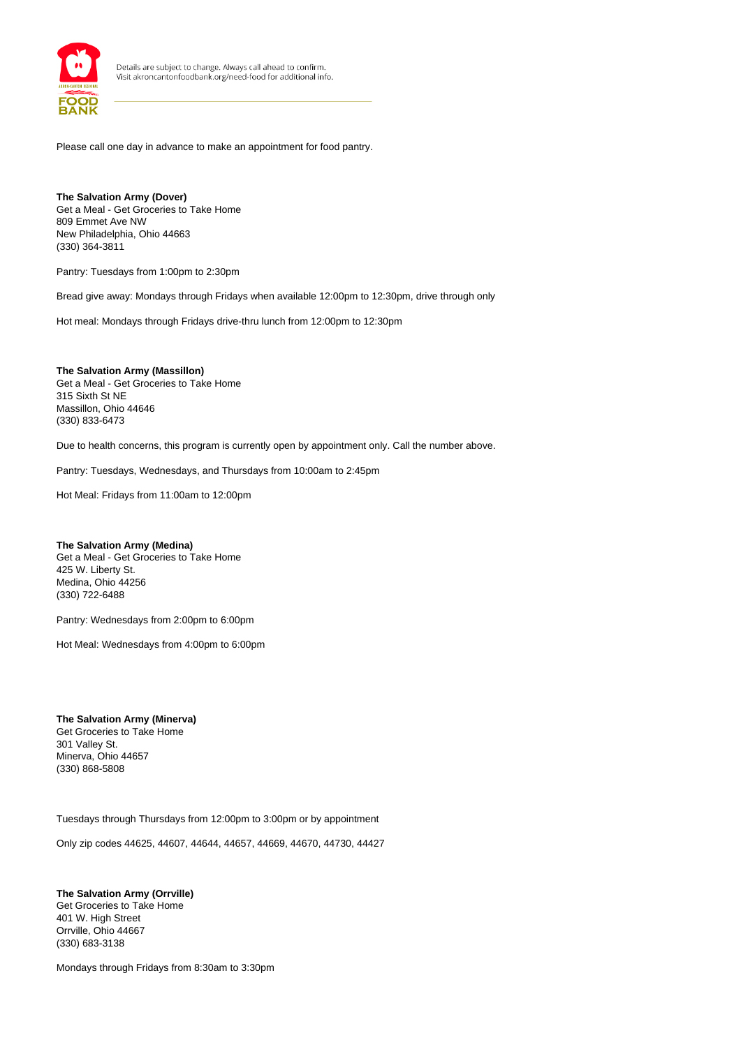Please call one day in advance to make an appointment for food pantry.

**The Salvation Army (Dover)**
Get a Meal - Get Groceries to Take Home
809 Emmet Ave NW
New Philadelphia, Ohio 44663
(330) 364-3811

Pantry: Tuesdays from 1:00pm to 2:30pm

Bread give away: Mondays through Fridays when available 12:00pm to 12:30pm, drive through only

Hot meal: Mondays through Fridays drive-thru lunch from 12:00pm to 12:30pm

**The Salvation Army (Massillon)**
Get a Meal - Get Groceries to Take Home
315 Sixth St NE
Massillon, Ohio 44646
(330) 833-6473

Due to health concerns, this program is currently open by appointment only. Call the number above.

Pantry: Tuesdays, Wednesdays, and Thursdays from 10:00am to 2:45pm

Hot Meal: Fridays from 11:00am to 12:00pm

**The Salvation Army (Medina)**
Get a Meal - Get Groceries to Take Home
425 W. Liberty St.
Medina, Ohio 44256
(330) 722-6488

Pantry: Wednesdays from 2:00pm to 6:00pm

Hot Meal: Wednesdays from 4:00pm to 6:00pm

**The Salvation Army (Minerva)**
Get Groceries to Take Home
301 Valley St.
Minerva, Ohio 44657
(330) 868-5808

Tuesdays through Thursdays from 12:00pm to 3:00pm or by appointment

Only zip codes 44625, 44607, 44644, 44657, 44669, 44670, 44730, 44427

**The Salvation Army (Orrville)**
Get Groceries to Take Home
401 W. High Street
Orrville, Ohio 44667
(330) 683-3138

Mondays through Fridays from 8:30am to 3:30pm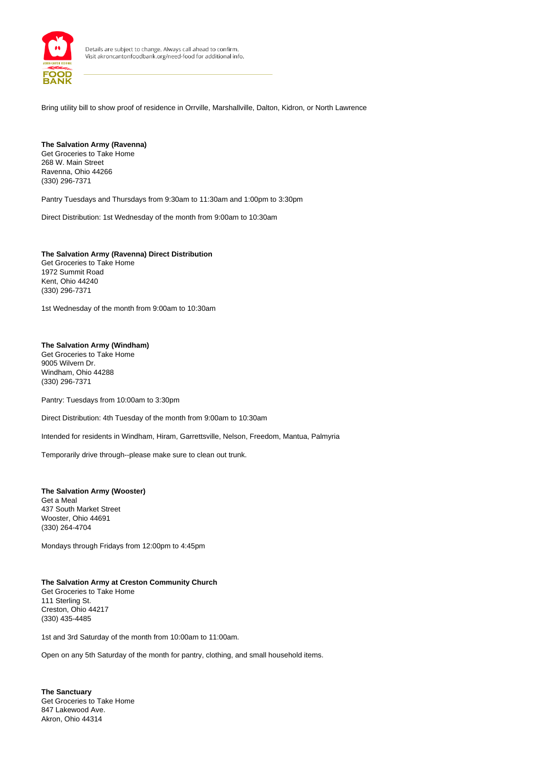Bring utility bill to show proof of residence in Orrville, Marshallville, Dalton, Kidron, or North Lawrence

**The Salvation Army (Ravenna)**
Get Groceries to Take Home
268 W. Main Street
Ravenna, Ohio 44266
(330) 296-7371

Pantry Tuesdays and Thursdays from 9:30am to 11:30am and 1:00pm to 3:30pm

Direct Distribution: 1st Wednesday of the month from 9:00am to 10:30am

**The Salvation Army (Ravenna) Direct Distribution**
Get Groceries to Take Home
1972 Summit Road
Kent, Ohio 44240
(330) 296-7371

1st Wednesday of the month from 9:00am to 10:30am

**The Salvation Army (Windham)**
Get Groceries to Take Home
9005 Wilvern Dr.
Windham, Ohio 44288
(330) 296-7371

Pantry: Tuesdays from 10:00am to 3:30pm

Direct Distribution: 4th Tuesday of the month from 9:00am to 10:30am

Intended for residents in Windham, Hiram, Garrettsville, Nelson, Freedom, Mantua, Palmyria

Temporarily drive through--please make sure to clean out trunk.

**The Salvation Army (Wooster)**
Get a Meal
437 South Market Street
Wooster, Ohio 44691
(330) 264-4704

Mondays through Fridays from 12:00pm to 4:45pm

**The Salvation Army at Creston Community Church**
Get Groceries to Take Home
111 Sterling St.
Creston, Ohio 44217
(330) 435-4485

1st and 3rd Saturday of the month from 10:00am to 11:00am.

Open on any 5th Saturday of the month for pantry, clothing, and small household items.

**The Sanctuary**
Get Groceries to Take Home
847 Lakewood Ave.
Akron, Ohio 44314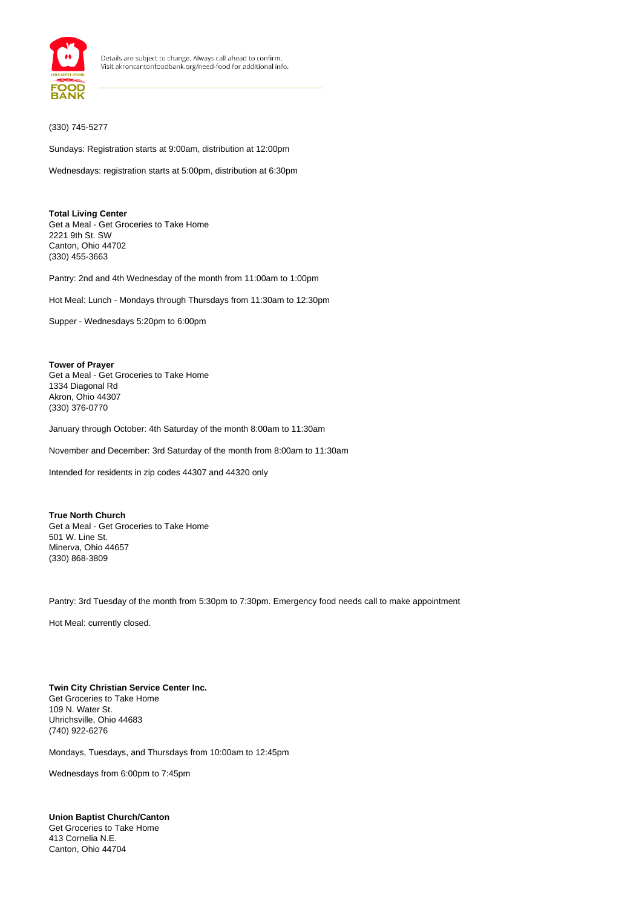(330) 745-5277

Sundays: Registration starts at 9:00am, distribution at 12:00pm

Wednesdays: registration starts at 5:00pm, distribution at 6:30pm

**Total Living Center**
Get a Meal - Get Groceries to Take Home
2221 9th St. SW
Canton, Ohio 44702
(330) 455-3663

Pantry: 2nd and 4th Wednesday of the month from 11:00am to 1:00pm

Hot Meal: Lunch - Mondays through Thursdays from 11:30am to 12:30pm

Supper - Wednesdays 5:20pm to 6:00pm

**Tower of Prayer**
Get a Meal - Get Groceries to Take Home
1334 Diagonal Rd
Akron, Ohio 44307
(330) 376-0770

January through October: 4th Saturday of the month 8:00am to 11:30am

November and December: 3rd Saturday of the month from 8:00am to 11:30am

Intended for residents in zip codes 44307 and 44320 only

**True North Church**
Get a Meal - Get Groceries to Take Home
501 W. Line St.
Minerva, Ohio 44657
(330) 868-3809

Pantry: 3rd Tuesday of the month from 5:30pm to 7:30pm. Emergency food needs call to make appointment

Hot Meal: currently closed.

**Twin City Christian Service Center Inc.**
Get Groceries to Take Home
109 N. Water St.
Uhrichsville, Ohio 44683
(740) 922-6276

Mondays, Tuesdays, and Thursdays from 10:00am to 12:45pm

Wednesdays from 6:00pm to 7:45pm

**Union Baptist Church/Canton**
Get Groceries to Take Home
413 Cornelia N.E.
Canton, Ohio 44704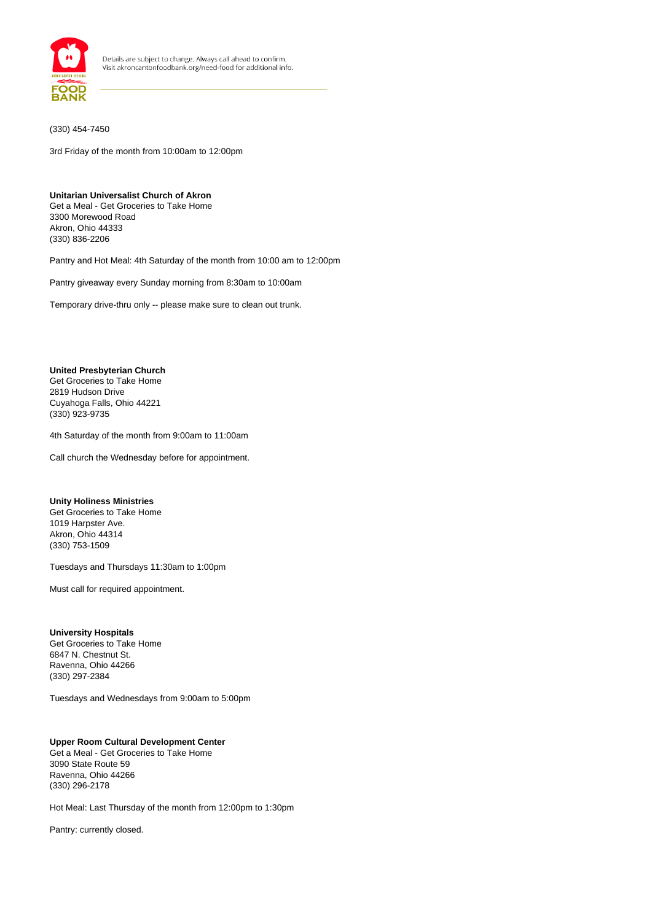(330) 454-7450

3rd Friday of the month from 10:00am to 12:00pm

**Unitarian Universalist Church of Akron**
Get a Meal - Get Groceries to Take Home
3300 Morewood Road
Akron, Ohio 44333
(330) 836-2206

Pantry and Hot Meal: 4th Saturday of the month from 10:00 am to 12:00pm

Pantry giveaway every Sunday morning from 8:30am to 10:00am

Temporary drive-thru only -- please make sure to clean out trunk.

**United Presbyterian Church**
Get Groceries to Take Home
2819 Hudson Drive
Cuyahoga Falls, Ohio 44221
(330) 923-9735

4th Saturday of the month from 9:00am to 11:00am

Call church the Wednesday before for appointment.

**Unity Holiness Ministries**
Get Groceries to Take Home
1019 Harpster Ave.
Akron, Ohio 44314
(330) 753-1509

Tuesdays and Thursdays 11:30am to 1:00pm

Must call for required appointment.

**University Hospitals**
Get Groceries to Take Home
6847 N. Chestnut St.
Ravenna, Ohio 44266
(330) 297-2384

Tuesdays and Wednesdays from 9:00am to 5:00pm

**Upper Room Cultural Development Center**
Get a Meal - Get Groceries to Take Home
3090 State Route 59
Ravenna, Ohio 44266
(330) 296-2178

Hot Meal: Last Thursday of the month from 12:00pm to 1:30pm

Pantry: currently closed.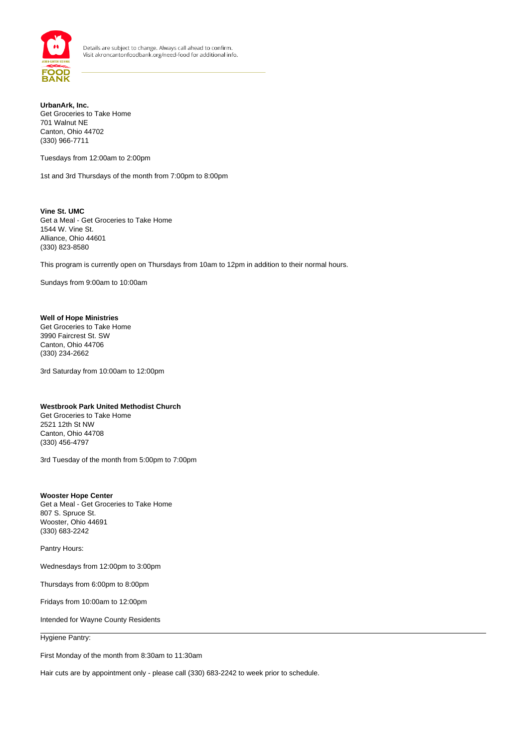**UrbanArk, Inc.**
Get Groceries to Take Home
701 Walnut NE
Canton, Ohio 44702
(330) 966-7711

Tuesdays from 12:00am to 2:00pm

1st and 3rd Thursdays of the month from 7:00pm to 8:00pm

**Vine St. UMC**
Get a Meal - Get Groceries to Take Home
1544 W. Vine St.
Alliance, Ohio 44601
(330) 823-8580

This program is currently open on Thursdays from 10am to 12pm in addition to their normal hours.

Sundays from 9:00am to 10:00am

**Well of Hope Ministries**
Get Groceries to Take Home
3990 Faircrest St. SW
Canton, Ohio 44706
(330) 234-2662

3rd Saturday from 10:00am to 12:00pm

**Westbrook Park United Methodist Church**
Get Groceries to Take Home
2521 12th St NW
Canton, Ohio 44708
(330) 456-4797

3rd Tuesday of the month from 5:00pm to 7:00pm

**Wooster Hope Center**
Get a Meal - Get Groceries to Take Home
807 S. Spruce St.
Wooster, Ohio 44691
(330) 683-2242

Pantry Hours:

Wednesdays from 12:00pm to 3:00pm

Thursdays from 6:00pm to 8:00pm

Fridays from 10:00am to 12:00pm

Intended for Wayne County Residents

---

Hygiene Pantry:

First Monday of the month from 8:30am to 11:30am

Hair cuts are by appointment only - please call (330) 683-2242 to week prior to schedule.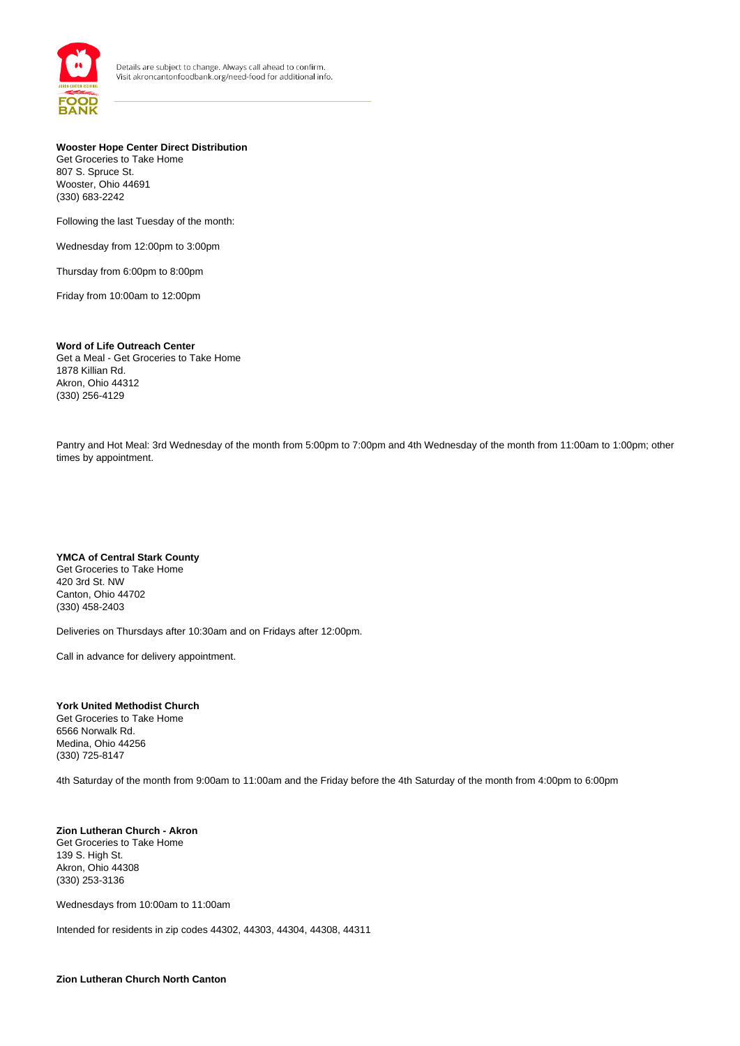**Wooster Hope Center Direct Distribution**
Get Groceries to Take Home
807 S. Spruce St.
Wooster, Ohio 44691
(330) 683-2242

Following the last Tuesday of the month:

Wednesday from 12:00pm to 3:00pm

Thursday from 6:00pm to 8:00pm

Friday from 10:00am to 12:00pm

**Word of Life Outreach Center**
Get a Meal - Get Groceries to Take Home
1878 Killian Rd.
Akron, Ohio 44312
(330) 256-4129

Pantry and Hot Meal: 3rd Wednesday of the month from 5:00pm to 7:00pm and 4th Wednesday of the month from 11:00am to 1:00pm; other times by appointment.

**YMCA of Central Stark County**
Get Groceries to Take Home
420 3rd St. NW
Canton, Ohio 44702
(330) 458-2403

Deliveries on Thursdays after 10:30am and on Fridays after 12:00pm.

Call in advance for delivery appointment.

**York United Methodist Church**
Get Groceries to Take Home
6566 Norwalk Rd.
Medina, Ohio 44256
(330) 725-8147

4th Saturday of the month from 9:00am to 11:00am and the Friday before the 4th Saturday of the month from 4:00pm to 6:00pm

**Zion Lutheran Church - Akron**
Get Groceries to Take Home
139 S. High St.
Akron, Ohio 44308
(330) 253-3136

Wednesdays from 10:00am to 11:00am

Intended for residents in zip codes 44302, 44303, 44304, 44308, 44311

**Zion Lutheran Church North Canton**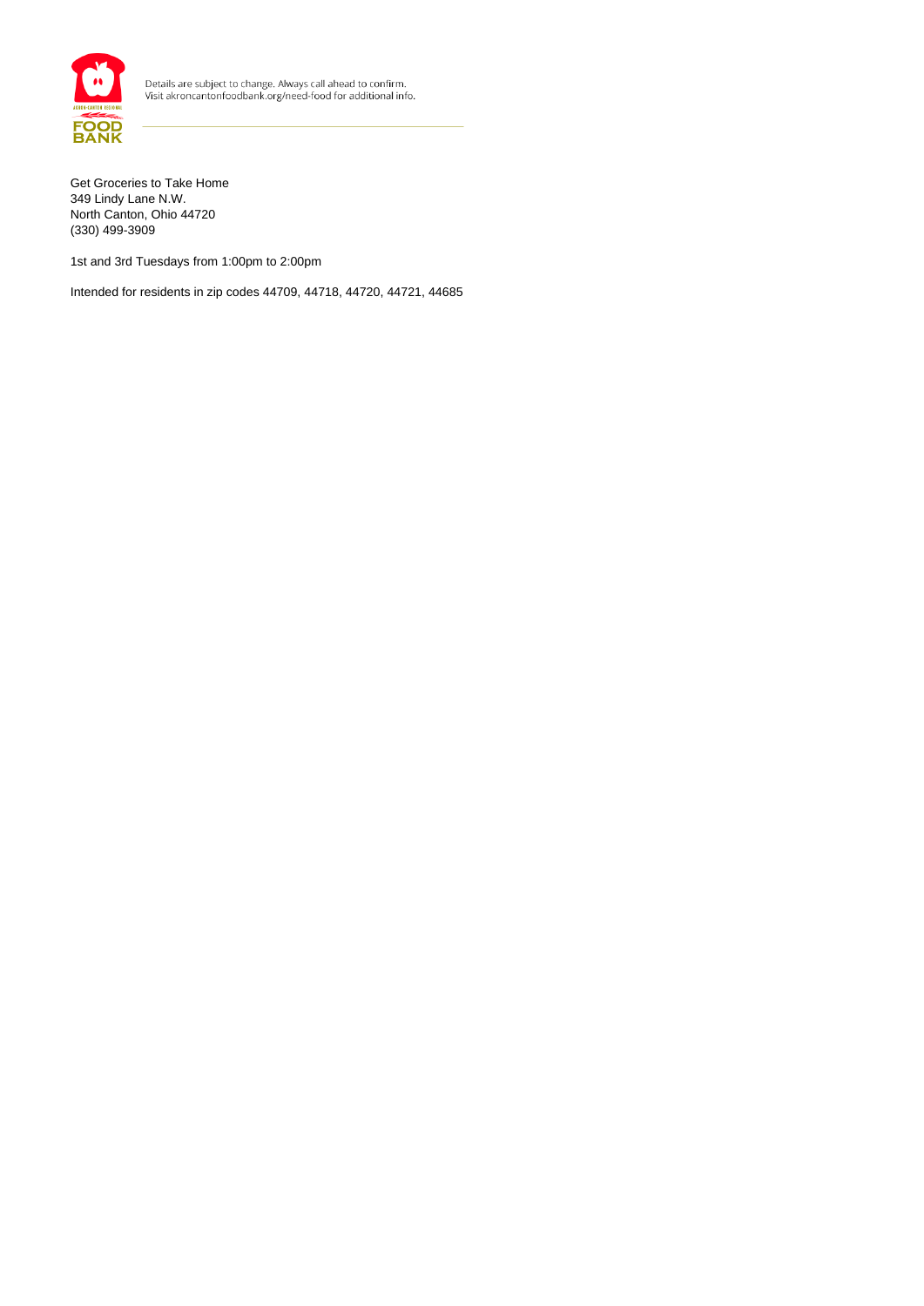Get Groceries to Take Home
349 Lindy Lane N.W.
North Canton, Ohio 44720
(330) 499-3909

1st and 3rd Tuesdays from 1:00pm to 2:00pm

Intended for residents in zip codes 44709, 44718, 44720, 44721, 44685